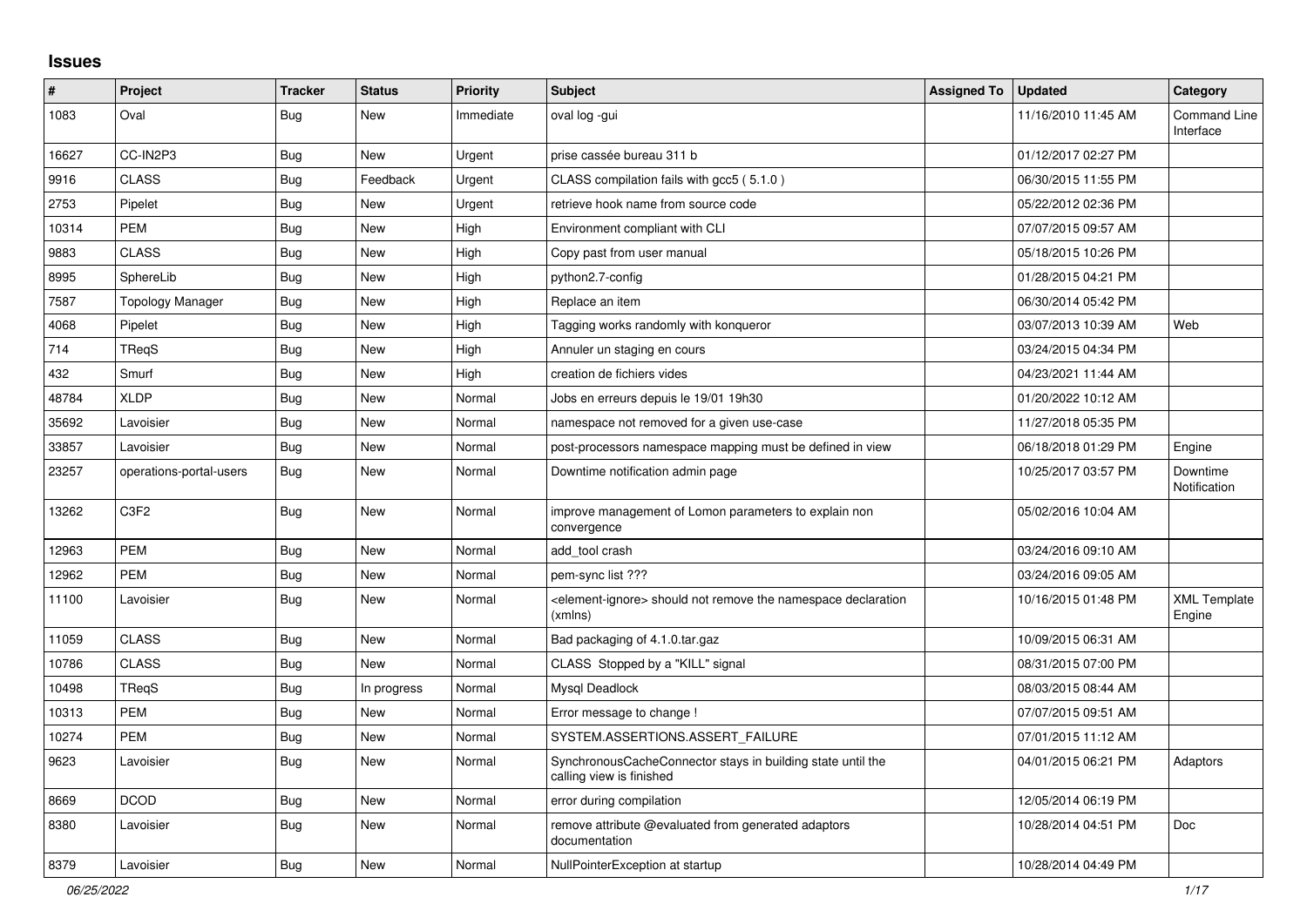## Issues

| # | Project | Tracker | Status | Priority | Subject | Assigned To | Updated | Category |
|---|---|---|---|---|---|---|---|---|
| 1083 | Oval | Bug | New | Immediate | oval log -gui | | 11/16/2010 11:45 AM | Command Line Interface |
| 16627 | CC-IN2P3 | Bug | New | Urgent | prise cassée bureau 311 b | | 01/12/2017 02:27 PM | |
| 9916 | CLASS | Bug | Feedback | Urgent | CLASS compilation fails with gcc5 ( 5.1.0 ) | | 06/30/2015 11:55 PM | |
| 2753 | Pipelet | Bug | New | Urgent | retrieve hook name from source code | | 05/22/2012 02:36 PM | |
| 10314 | PEM | Bug | New | High | Environment compliant with CLI | | 07/07/2015 09:57 AM | |
| 9883 | CLASS | Bug | New | High | Copy past from user manual | | 05/18/2015 10:26 PM | |
| 8995 | SphereLib | Bug | New | High | python2.7-config | | 01/28/2015 04:21 PM | |
| 7587 | Topology Manager | Bug | New | High | Replace an item | | 06/30/2014 05:42 PM | |
| 4068 | Pipelet | Bug | New | High | Tagging works randomly with konqueror | | 03/07/2013 10:39 AM | Web |
| 714 | TReqS | Bug | New | High | Annuler un staging en cours | | 03/24/2015 04:34 PM | |
| 432 | Smurf | Bug | New | High | creation de fichiers vides | | 04/23/2021 11:44 AM | |
| 48784 | XLDP | Bug | New | Normal | Jobs en erreurs depuis le 19/01 19h30 | | 01/20/2022 10:12 AM | |
| 35692 | Lavoisier | Bug | New | Normal | namespace not removed for a given use-case | | 11/27/2018 05:35 PM | |
| 33857 | Lavoisier | Bug | New | Normal | post-processors namespace mapping must be defined in view | | 06/18/2018 01:29 PM | Engine |
| 23257 | operations-portal-users | Bug | New | Normal | Downtime notification admin page | | 10/25/2017 03:57 PM | Downtime Notification |
| 13262 | C3F2 | Bug | New | Normal | improve management of Lomon parameters to explain non convergence | | 05/02/2016 10:04 AM | |
| 12963 | PEM | Bug | New | Normal | add_tool crash | | 03/24/2016 09:10 AM | |
| 12962 | PEM | Bug | New | Normal | pem-sync list ??? | | 03/24/2016 09:05 AM | |
| 11100 | Lavoisier | Bug | New | Normal | <element-ignore> should not remove the namespace declaration (xmlns) | | 10/16/2015 01:48 PM | XML Template Engine |
| 11059 | CLASS | Bug | New | Normal | Bad packaging of 4.1.0.tar.gaz | | 10/09/2015 06:31 AM | |
| 10786 | CLASS | Bug | New | Normal | CLASS Stopped by a "KILL" signal | | 08/31/2015 07:00 PM | |
| 10498 | TReqS | Bug | In progress | Normal | Mysql Deadlock | | 08/03/2015 08:44 AM | |
| 10313 | PEM | Bug | New | Normal | Error message to change ! | | 07/07/2015 09:51 AM | |
| 10274 | PEM | Bug | New | Normal | SYSTEM.ASSERTIONS.ASSERT_FAILURE | | 07/01/2015 11:12 AM | |
| 9623 | Lavoisier | Bug | New | Normal | SynchronousCacheConnector stays in building state until the calling view is finished | | 04/01/2015 06:21 PM | Adaptors |
| 8669 | DCOD | Bug | New | Normal | error during compilation | | 12/05/2014 06:19 PM | |
| 8380 | Lavoisier | Bug | New | Normal | remove attribute @evaluated from generated adaptors documentation | | 10/28/2014 04:51 PM | Doc |
| 8379 | Lavoisier | Bug | New | Normal | NullPointerException at startup | | 10/28/2014 04:49 PM | |

*06/25/2022*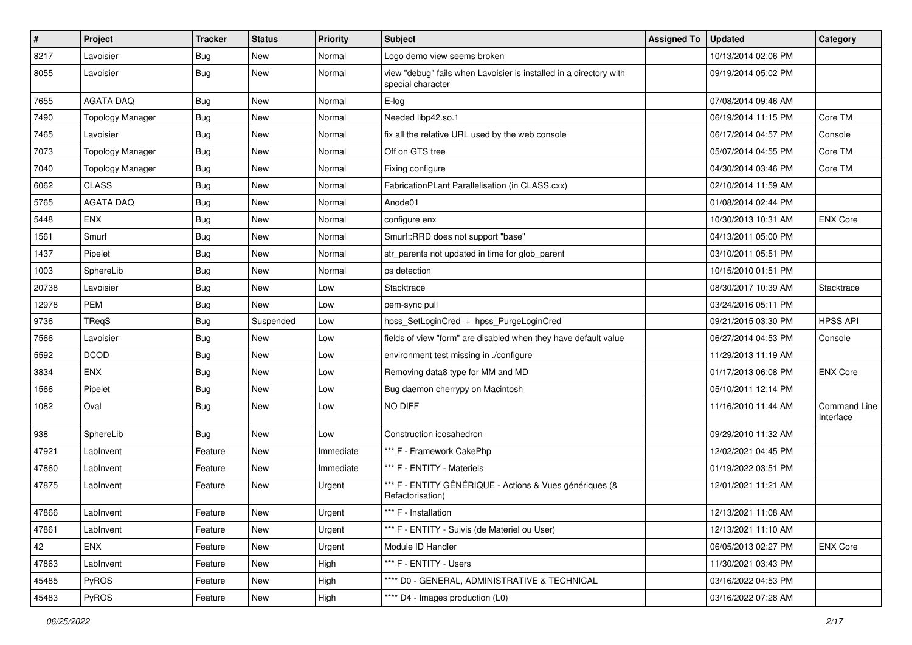| # | Project | Tracker | Status | Priority | Subject | Assigned To | Updated | Category |
|---|---|---|---|---|---|---|---|---|
| 8217 | Lavoisier | Bug | New | Normal | Logo demo view seems broken | | 10/13/2014 02:06 PM | |
| 8055 | Lavoisier | Bug | New | Normal | view "debug" fails when Lavoisier is installed in a directory with special character | | 09/19/2014 05:02 PM | |
| 7655 | AGATA DAQ | Bug | New | Normal | E-log | | 07/08/2014 09:46 AM | |
| 7490 | Topology Manager | Bug | New | Normal | Needed libp42.so.1 | | 06/19/2014 11:15 PM | Core TM |
| 7465 | Lavoisier | Bug | New | Normal | fix all the relative URL used by the web console | | 06/17/2014 04:57 PM | Console |
| 7073 | Topology Manager | Bug | New | Normal | Off on GTS tree | | 05/07/2014 04:55 PM | Core TM |
| 7040 | Topology Manager | Bug | New | Normal | Fixing configure | | 04/30/2014 03:46 PM | Core TM |
| 6062 | CLASS | Bug | New | Normal | FabricationPLant Parallelisation (in CLASS.cxx) | | 02/10/2014 11:59 AM | |
| 5765 | AGATA DAQ | Bug | New | Normal | Anode01 | | 01/08/2014 02:44 PM | |
| 5448 | ENX | Bug | New | Normal | configure enx | | 10/30/2013 10:31 AM | ENX Core |
| 1561 | Smurf | Bug | New | Normal | Smurf::RRD does not support "base" | | 04/13/2011 05:00 PM | |
| 1437 | Pipelet | Bug | New | Normal | str_parents not updated in time for glob_parent | | 03/10/2011 05:51 PM | |
| 1003 | SphereLib | Bug | New | Normal | ps detection | | 10/15/2010 01:51 PM | |
| 20738 | Lavoisier | Bug | New | Low | Stacktrace | | 08/30/2017 10:39 AM | Stacktrace |
| 12978 | PEM | Bug | New | Low | pem-sync pull | | 03/24/2016 05:11 PM | |
| 9736 | TReqS | Bug | Suspended | Low | hpss_SetLoginCred + hpss_PurgeLoginCred | | 09/21/2015 03:30 PM | HPSS API |
| 7566 | Lavoisier | Bug | New | Low | fields of view "form" are disabled when they have default value | | 06/27/2014 04:53 PM | Console |
| 5592 | DCOD | Bug | New | Low | environment test missing in ./configure | | 11/29/2013 11:19 AM | |
| 3834 | ENX | Bug | New | Low | Removing data8 type for MM and MD | | 01/17/2013 06:08 PM | ENX Core |
| 1566 | Pipelet | Bug | New | Low | Bug daemon cherrypy on Macintosh | | 05/10/2011 12:14 PM | |
| 1082 | Oval | Bug | New | Low | NO DIFF | | 11/16/2010 11:44 AM | Command Line Interface |
| 938 | SphereLib | Bug | New | Low | Construction icosahedron | | 09/29/2010 11:32 AM | |
| 47921 | LabInvent | Feature | New | Immediate | *** F - Framework CakePhp | | 12/02/2021 04:45 PM | |
| 47860 | LabInvent | Feature | New | Immediate | *** F - ENTITY - Materiels | | 01/19/2022 03:51 PM | |
| 47875 | LabInvent | Feature | New | Urgent | *** F - ENTITY GÉNÉRIQUE - Actions & Vues génériques (& Refactorisation) | | 12/01/2021 11:21 AM | |
| 47866 | LabInvent | Feature | New | Urgent | *** F - Installation | | 12/13/2021 11:08 AM | |
| 47861 | LabInvent | Feature | New | Urgent | *** F - ENTITY - Suivis (de Materiel ou User) | | 12/13/2021 11:10 AM | |
| 42 | ENX | Feature | New | Urgent | Module ID Handler | | 06/05/2013 02:27 PM | ENX Core |
| 47863 | LabInvent | Feature | New | High | *** F - ENTITY - Users | | 11/30/2021 03:43 PM | |
| 45485 | PyROS | Feature | New | High | **** D0 - GENERAL, ADMINISTRATIVE & TECHNICAL | | 03/16/2022 04:53 PM | |
| 45483 | PyROS | Feature | New | High | **** D4 - Images production (L0) | | 03/16/2022 07:28 AM | |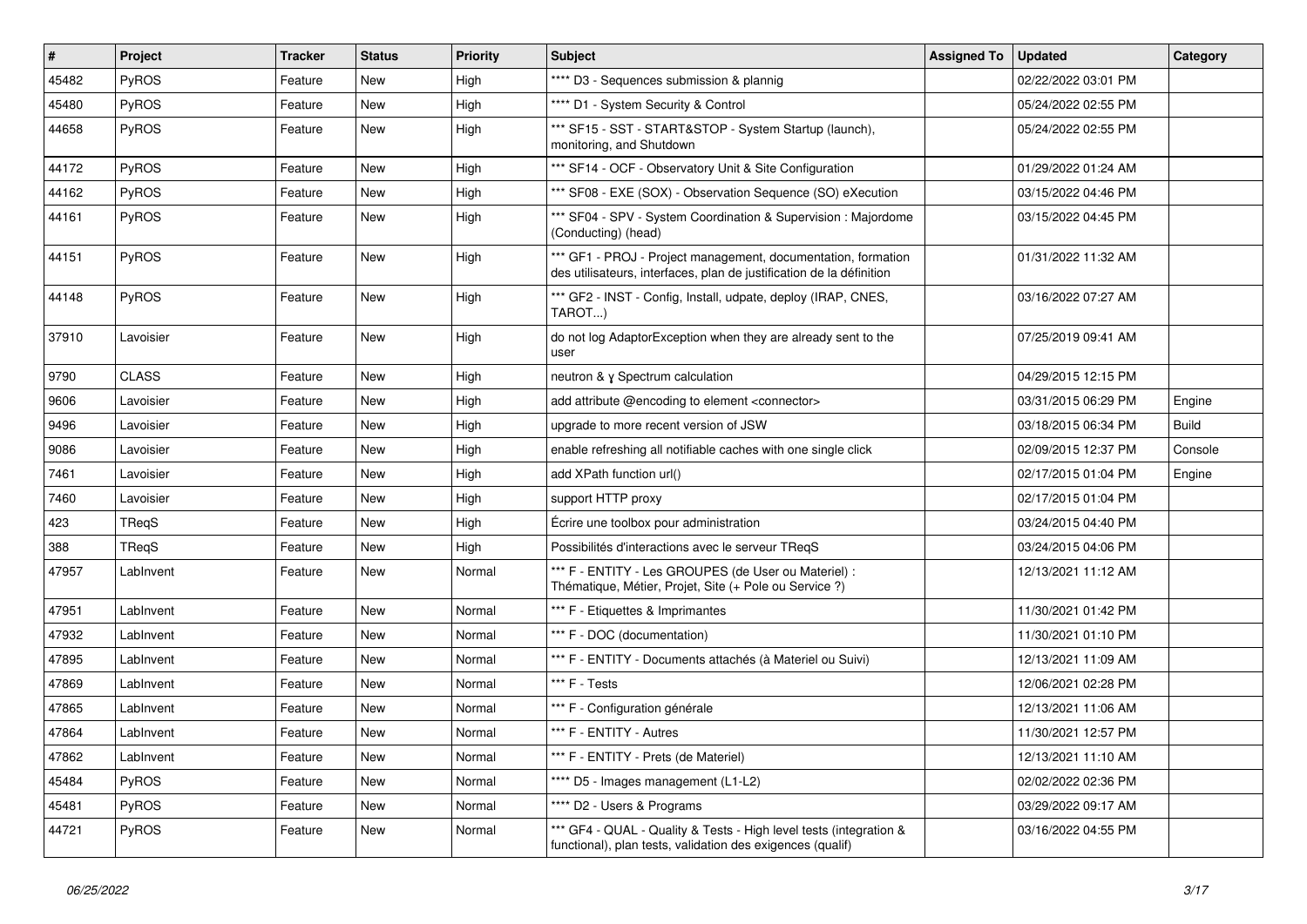| # | Project | Tracker | Status | Priority | Subject | Assigned To | Updated | Category |
|---|---|---|---|---|---|---|---|---|
| 45482 | PyROS | Feature | New | High | **** D3 - Sequences submission & plannig | | 02/22/2022 03:01 PM | |
| 45480 | PyROS | Feature | New | High | **** D1 - System Security & Control | | 05/24/2022 02:55 PM | |
| 44658 | PyROS | Feature | New | High | *** SF15 - SST - START&STOP - System Startup (launch), monitoring, and Shutdown | | 05/24/2022 02:55 PM | |
| 44172 | PyROS | Feature | New | High | *** SF14 - OCF - Observatory Unit & Site Configuration | | 01/29/2022 01:24 AM | |
| 44162 | PyROS | Feature | New | High | *** SF08 - EXE (SOX) - Observation Sequence (SO) eXecution | | 03/15/2022 04:46 PM | |
| 44161 | PyROS | Feature | New | High | *** SF04 - SPV - System Coordination & Supervision : Majordome (Conducting) (head) | | 03/15/2022 04:45 PM | |
| 44151 | PyROS | Feature | New | High | *** GF1 - PROJ - Project management, documentation, formation des utilisateurs, interfaces, plan de justification de la définition | | 01/31/2022 11:32 AM | |
| 44148 | PyROS | Feature | New | High | *** GF2 - INST - Config, Install, udpate, deploy (IRAP, CNES, TAROT...) | | 03/16/2022 07:27 AM | |
| 37910 | Lavoisier | Feature | New | High | do not log AdaptorException when they are already sent to the user | | 07/25/2019 09:41 AM | |
| 9790 | CLASS | Feature | New | High | neutron & γ Spectrum calculation | | 04/29/2015 12:15 PM | |
| 9606 | Lavoisier | Feature | New | High | add attribute @encoding to element <connector> | | 03/31/2015 06:29 PM | Engine |
| 9496 | Lavoisier | Feature | New | High | upgrade to more recent version of JSW | | 03/18/2015 06:34 PM | Build |
| 9086 | Lavoisier | Feature | New | High | enable refreshing all notifiable caches with one single click | | 02/09/2015 12:37 PM | Console |
| 7461 | Lavoisier | Feature | New | High | add XPath function url() | | 02/17/2015 01:04 PM | Engine |
| 7460 | Lavoisier | Feature | New | High | support HTTP proxy | | 02/17/2015 01:04 PM | |
| 423 | TReqS | Feature | New | High | Écrire une toolbox pour administration | | 03/24/2015 04:40 PM | |
| 388 | TReqS | Feature | New | High | Possibilités d'interactions avec le serveur TReqS | | 03/24/2015 04:06 PM | |
| 47957 | LabInvent | Feature | New | Normal | *** F - ENTITY - Les GROUPES (de User ou Materiel) : Thématique, Métier, Projet, Site (+ Pole ou Service ?) | | 12/13/2021 11:12 AM | |
| 47951 | LabInvent | Feature | New | Normal | *** F - Etiquettes & Imprimantes | | 11/30/2021 01:42 PM | |
| 47932 | LabInvent | Feature | New | Normal | *** F - DOC (documentation) | | 11/30/2021 01:10 PM | |
| 47895 | LabInvent | Feature | New | Normal | *** F - ENTITY - Documents attachés (à Materiel ou Suivi) | | 12/13/2021 11:09 AM | |
| 47869 | LabInvent | Feature | New | Normal | *** F - Tests | | 12/06/2021 02:28 PM | |
| 47865 | LabInvent | Feature | New | Normal | *** F - Configuration générale | | 12/13/2021 11:06 AM | |
| 47864 | LabInvent | Feature | New | Normal | *** F - ENTITY - Autres | | 11/30/2021 12:57 PM | |
| 47862 | LabInvent | Feature | New | Normal | *** F - ENTITY - Prets (de Materiel) | | 12/13/2021 11:10 AM | |
| 45484 | PyROS | Feature | New | Normal | **** D5 - Images management (L1-L2) | | 02/02/2022 02:36 PM | |
| 45481 | PyROS | Feature | New | Normal | **** D2 - Users & Programs | | 03/29/2022 09:17 AM | |
| 44721 | PyROS | Feature | New | Normal | *** GF4 - QUAL - Quality & Tests - High level tests (integration & functional), plan tests, validation des exigences (qualif) | | 03/16/2022 04:55 PM | |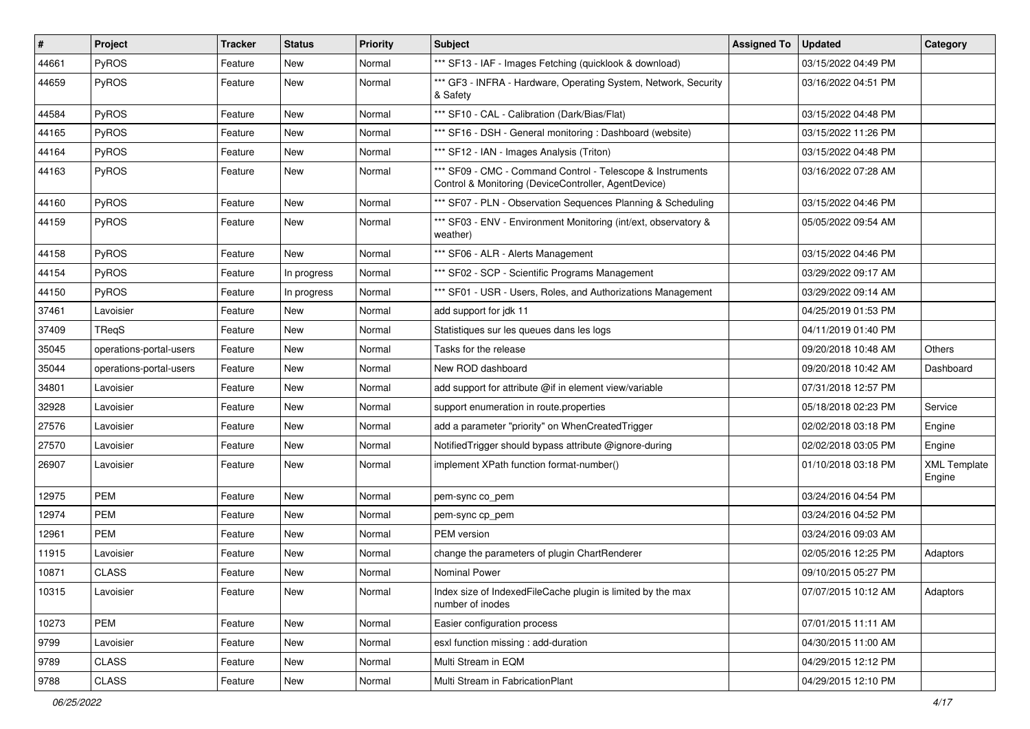| # | Project | Tracker | Status | Priority | Subject | Assigned To | Updated | Category |
|---|---|---|---|---|---|---|---|---|
| 44661 | PyROS | Feature | New | Normal | *** SF13 - IAF - Images Fetching (quicklook & download) | | 03/15/2022 04:49 PM | |
| 44659 | PyROS | Feature | New | Normal | *** GF3 - INFRA - Hardware, Operating System, Network, Security & Safety | | 03/16/2022 04:51 PM | |
| 44584 | PyROS | Feature | New | Normal | *** SF10 - CAL - Calibration (Dark/Bias/Flat) | | 03/15/2022 04:48 PM | |
| 44165 | PyROS | Feature | New | Normal | *** SF16 - DSH - General monitoring : Dashboard (website) | | 03/15/2022 11:26 PM | |
| 44164 | PyROS | Feature | New | Normal | *** SF12 - IAN - Images Analysis (Triton) | | 03/15/2022 04:48 PM | |
| 44163 | PyROS | Feature | New | Normal | *** SF09 - CMC - Command Control - Telescope & Instruments Control & Monitoring (DeviceController, AgentDevice) | | 03/16/2022 07:28 AM | |
| 44160 | PyROS | Feature | New | Normal | *** SF07 - PLN - Observation Sequences Planning & Scheduling | | 03/15/2022 04:46 PM | |
| 44159 | PyROS | Feature | New | Normal | *** SF03 - ENV - Environment Monitoring (int/ext, observatory & weather) | | 05/05/2022 09:54 AM | |
| 44158 | PyROS | Feature | New | Normal | *** SF06 - ALR - Alerts Management | | 03/15/2022 04:46 PM | |
| 44154 | PyROS | Feature | In progress | Normal | *** SF02 - SCP - Scientific Programs Management | | 03/29/2022 09:17 AM | |
| 44150 | PyROS | Feature | In progress | Normal | *** SF01 - USR - Users, Roles, and Authorizations Management | | 03/29/2022 09:14 AM | |
| 37461 | Lavoisier | Feature | New | Normal | add support for jdk 11 | | 04/25/2019 01:53 PM | |
| 37409 | TReqS | Feature | New | Normal | Statistiques sur les queues dans les logs | | 04/11/2019 01:40 PM | |
| 35045 | operations-portal-users | Feature | New | Normal | Tasks for the release | | 09/20/2018 10:48 AM | Others |
| 35044 | operations-portal-users | Feature | New | Normal | New ROD dashboard | | 09/20/2018 10:42 AM | Dashboard |
| 34801 | Lavoisier | Feature | New | Normal | add support for attribute @if in element view/variable | | 07/31/2018 12:57 PM | |
| 32928 | Lavoisier | Feature | New | Normal | support enumeration in route.properties | | 05/18/2018 02:23 PM | Service |
| 27576 | Lavoisier | Feature | New | Normal | add a parameter "priority" on WhenCreatedTrigger | | 02/02/2018 03:18 PM | Engine |
| 27570 | Lavoisier | Feature | New | Normal | NotifiedTrigger should bypass attribute @ignore-during | | 02/02/2018 03:05 PM | Engine |
| 26907 | Lavoisier | Feature | New | Normal | implement XPath function format-number() | | 01/10/2018 03:18 PM | XML Template Engine |
| 12975 | PEM | Feature | New | Normal | pem-sync co_pem | | 03/24/2016 04:54 PM | |
| 12974 | PEM | Feature | New | Normal | pem-sync cp_pem | | 03/24/2016 04:52 PM | |
| 12961 | PEM | Feature | New | Normal | PEM version | | 03/24/2016 09:03 AM | |
| 11915 | Lavoisier | Feature | New | Normal | change the parameters of plugin ChartRenderer | | 02/05/2016 12:25 PM | Adaptors |
| 10871 | CLASS | Feature | New | Normal | Nominal Power | | 09/10/2015 05:27 PM | |
| 10315 | Lavoisier | Feature | New | Normal | Index size of IndexedFileCache plugin is limited by the max number of inodes | | 07/07/2015 10:12 AM | Adaptors |
| 10273 | PEM | Feature | New | Normal | Easier configuration process | | 07/01/2015 11:11 AM | |
| 9799 | Lavoisier | Feature | New | Normal | esxl function missing : add-duration | | 04/30/2015 11:00 AM | |
| 9789 | CLASS | Feature | New | Normal | Multi Stream in EQM | | 04/29/2015 12:12 PM | |
| 9788 | CLASS | Feature | New | Normal | Multi Stream in FabricationPlant | | 04/29/2015 12:10 PM | |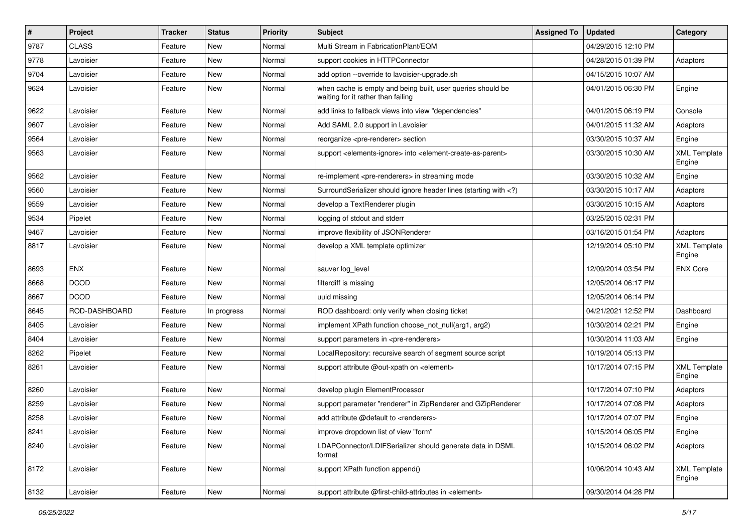| # | Project | Tracker | Status | Priority | Subject | Assigned To | Updated | Category |
|---|---|---|---|---|---|---|---|---|
| 9787 | CLASS | Feature | New | Normal | Multi Stream in FabricationPlant/EQM | | 04/29/2015 12:10 PM | |
| 9778 | Lavoisier | Feature | New | Normal | support cookies in HTTPConnector | | 04/28/2015 01:39 PM | Adaptors |
| 9704 | Lavoisier | Feature | New | Normal | add option --override to lavoisier-upgrade.sh | | 04/15/2015 10:07 AM | |
| 9624 | Lavoisier | Feature | New | Normal | when cache is empty and being built, user queries should be waiting for it rather than failing | | 04/01/2015 06:30 PM | Engine |
| 9622 | Lavoisier | Feature | New | Normal | add links to fallback views into view "dependencies" | | 04/01/2015 06:19 PM | Console |
| 9607 | Lavoisier | Feature | New | Normal | Add SAML 2.0 support in Lavoisier | | 04/01/2015 11:32 AM | Adaptors |
| 9564 | Lavoisier | Feature | New | Normal | reorganize <pre-renderer> section | | 03/30/2015 10:37 AM | Engine |
| 9563 | Lavoisier | Feature | New | Normal | support <elements-ignore> into <element-create-as-parent> | | 03/30/2015 10:30 AM | XML Template Engine |
| 9562 | Lavoisier | Feature | New | Normal | re-implement <pre-renderers> in streaming mode | | 03/30/2015 10:32 AM | Engine |
| 9560 | Lavoisier | Feature | New | Normal | SurroundSerializer should ignore header lines (starting with <?) | | 03/30/2015 10:17 AM | Adaptors |
| 9559 | Lavoisier | Feature | New | Normal | develop a TextRenderer plugin | | 03/30/2015 10:15 AM | Adaptors |
| 9534 | Pipelet | Feature | New | Normal | logging of stdout and stderr | | 03/25/2015 02:31 PM | |
| 9467 | Lavoisier | Feature | New | Normal | improve flexibility of JSONRenderer | | 03/16/2015 01:54 PM | Adaptors |
| 8817 | Lavoisier | Feature | New | Normal | develop a XML template optimizer | | 12/19/2014 05:10 PM | XML Template Engine |
| 8693 | ENX | Feature | New | Normal | sauver log_level | | 12/09/2014 03:54 PM | ENX Core |
| 8668 | DCOD | Feature | New | Normal | filterdiff is missing | | 12/05/2014 06:17 PM | |
| 8667 | DCOD | Feature | New | Normal | uuid missing | | 12/05/2014 06:14 PM | |
| 8645 | ROD-DASHBOARD | Feature | In progress | Normal | ROD dashboard: only verify when closing ticket | | 04/21/2021 12:52 PM | Dashboard |
| 8405 | Lavoisier | Feature | New | Normal | implement XPath function choose_not_null(arg1, arg2) | | 10/30/2014 02:21 PM | Engine |
| 8404 | Lavoisier | Feature | New | Normal | support parameters in <pre-renderers> | | 10/30/2014 11:03 AM | Engine |
| 8262 | Pipelet | Feature | New | Normal | LocalRepository: recursive search of segment source script | | 10/19/2014 05:13 PM | |
| 8261 | Lavoisier | Feature | New | Normal | support attribute @out-xpath on <element> | | 10/17/2014 07:15 PM | XML Template Engine |
| 8260 | Lavoisier | Feature | New | Normal | develop plugin ElementProcessor | | 10/17/2014 07:10 PM | Adaptors |
| 8259 | Lavoisier | Feature | New | Normal | support parameter "renderer" in ZipRenderer and GZipRenderer | | 10/17/2014 07:08 PM | Adaptors |
| 8258 | Lavoisier | Feature | New | Normal | add attribute @default to <renderers> | | 10/17/2014 07:07 PM | Engine |
| 8241 | Lavoisier | Feature | New | Normal | improve dropdown list of view "form" | | 10/15/2014 06:05 PM | Engine |
| 8240 | Lavoisier | Feature | New | Normal | LDAPConnector/LDIFSerializer should generate data in DSML format | | 10/15/2014 06:02 PM | Adaptors |
| 8172 | Lavoisier | Feature | New | Normal | support XPath function append() | | 10/06/2014 10:43 AM | XML Template Engine |
| 8132 | Lavoisier | Feature | New | Normal | support attribute @first-child-attributes in <element> | | 09/30/2014 04:28 PM | |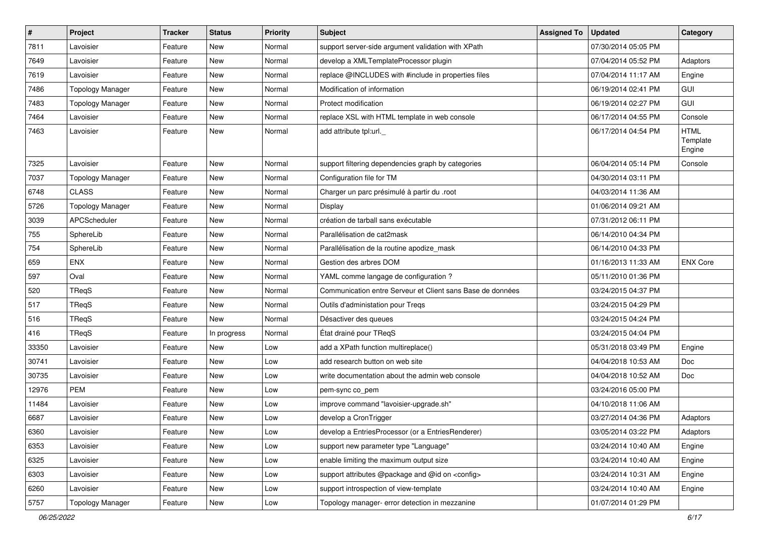| # | Project | Tracker | Status | Priority | Subject | Assigned To | Updated | Category |
|---|---|---|---|---|---|---|---|---|
| 7811 | Lavoisier | Feature | New | Normal | support server-side argument validation with XPath | | 07/30/2014 05:05 PM | |
| 7649 | Lavoisier | Feature | New | Normal | develop a XMLTemplateProcessor plugin | | 07/04/2014 05:52 PM | Adaptors |
| 7619 | Lavoisier | Feature | New | Normal | replace @INCLUDES with #include in properties files | | 07/04/2014 11:17 AM | Engine |
| 7486 | Topology Manager | Feature | New | Normal | Modification of information | | 06/19/2014 02:41 PM | GUI |
| 7483 | Topology Manager | Feature | New | Normal | Protect modification | | 06/19/2014 02:27 PM | GUI |
| 7464 | Lavoisier | Feature | New | Normal | replace XSL with HTML template in web console | | 06/17/2014 04:55 PM | Console |
| 7463 | Lavoisier | Feature | New | Normal | add attribute tpl:url._ | | 06/17/2014 04:54 PM | HTML Template Engine |
| 7325 | Lavoisier | Feature | New | Normal | support filtering dependencies graph by categories | | 06/04/2014 05:14 PM | Console |
| 7037 | Topology Manager | Feature | New | Normal | Configuration file for TM | | 04/30/2014 03:11 PM | |
| 6748 | CLASS | Feature | New | Normal | Charger un parc présimulé à partir du .root | | 04/03/2014 11:36 AM | |
| 5726 | Topology Manager | Feature | New | Normal | Display | | 01/06/2014 09:21 AM | |
| 3039 | APCScheduler | Feature | New | Normal | création de tarball sans exécutable | | 07/31/2012 06:11 PM | |
| 755 | SphereLib | Feature | New | Normal | Parallélisation de cat2mask | | 06/14/2010 04:34 PM | |
| 754 | SphereLib | Feature | New | Normal | Parallélisation de la routine apodize_mask | | 06/14/2010 04:33 PM | |
| 659 | ENX | Feature | New | Normal | Gestion des arbres DOM | | 01/16/2013 11:33 AM | ENX Core |
| 597 | Oval | Feature | New | Normal | YAML comme langage de configuration ? | | 05/11/2010 01:36 PM | |
| 520 | TReqS | Feature | New | Normal | Communication entre Serveur et Client sans Base de données | | 03/24/2015 04:37 PM | |
| 517 | TReqS | Feature | New | Normal | Outils d'administation pour Treqs | | 03/24/2015 04:29 PM | |
| 516 | TReqS | Feature | New | Normal | Désactiver des queues | | 03/24/2015 04:24 PM | |
| 416 | TReqS | Feature | In progress | Normal | État drainé pour TReqS | | 03/24/2015 04:04 PM | |
| 33350 | Lavoisier | Feature | New | Low | add a XPath function multireplace() | | 05/31/2018 03:49 PM | Engine |
| 30741 | Lavoisier | Feature | New | Low | add research button on web site | | 04/04/2018 10:53 AM | Doc |
| 30735 | Lavoisier | Feature | New | Low | write documentation about the admin web console | | 04/04/2018 10:52 AM | Doc |
| 12976 | PEM | Feature | New | Low | pem-sync co_pem | | 03/24/2016 05:00 PM | |
| 11484 | Lavoisier | Feature | New | Low | improve command "lavoisier-upgrade.sh" | | 04/10/2018 11:06 AM | |
| 6687 | Lavoisier | Feature | New | Low | develop a CronTrigger | | 03/27/2014 04:36 PM | Adaptors |
| 6360 | Lavoisier | Feature | New | Low | develop a EntriesProcessor (or a EntriesRenderer) | | 03/05/2014 03:22 PM | Adaptors |
| 6353 | Lavoisier | Feature | New | Low | support new parameter type "Language" | | 03/24/2014 10:40 AM | Engine |
| 6325 | Lavoisier | Feature | New | Low | enable limiting the maximum output size | | 03/24/2014 10:40 AM | Engine |
| 6303 | Lavoisier | Feature | New | Low | support attributes @package and @id on <config> | | 03/24/2014 10:31 AM | Engine |
| 6260 | Lavoisier | Feature | New | Low | support introspection of view-template | | 03/24/2014 10:40 AM | Engine |
| 5757 | Topology Manager | Feature | New | Low | Topology manager- error detection in mezzanine | | 01/07/2014 01:29 PM | |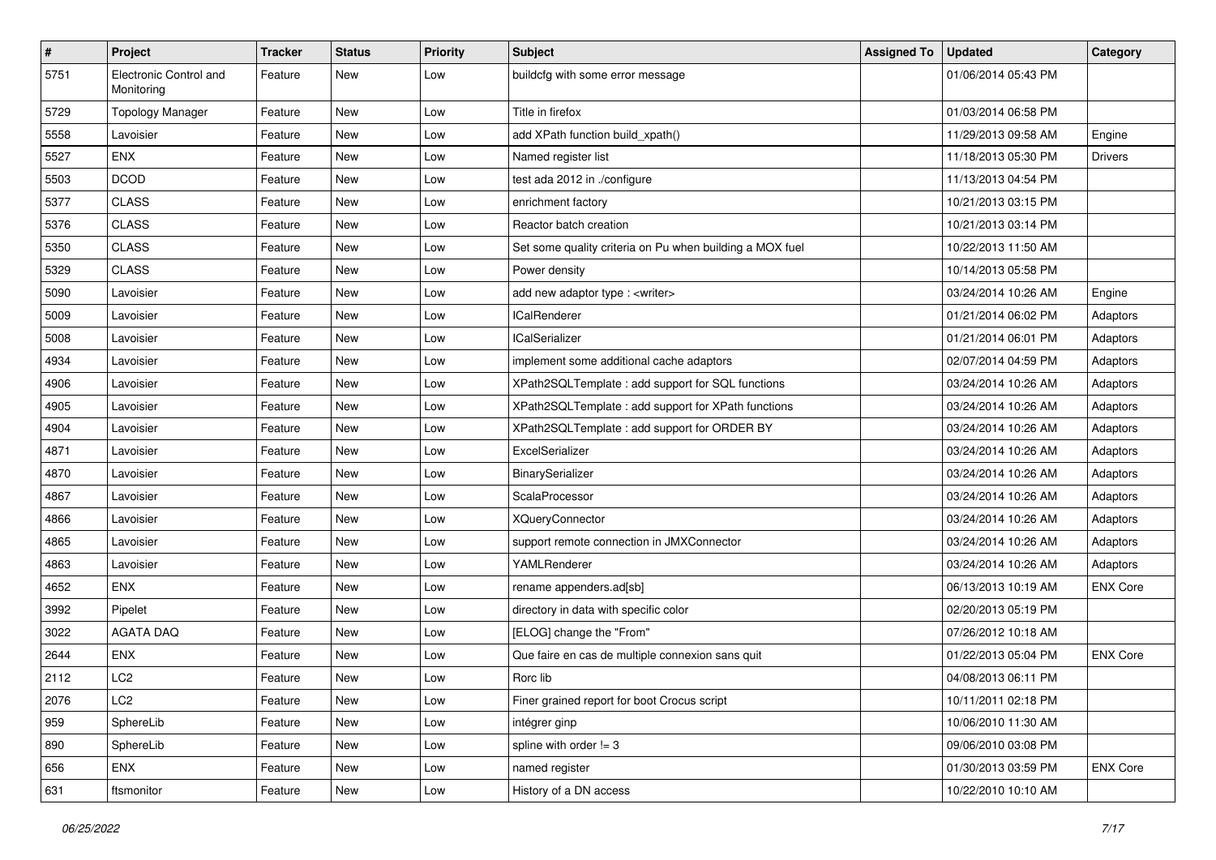| # | Project | Tracker | Status | Priority | Subject | Assigned To | Updated | Category |
|---|---|---|---|---|---|---|---|---|
| 5751 | Electronic Control and Monitoring | Feature | New | Low | buildcfg with some error message | | 01/06/2014 05:43 PM | |
| 5729 | Topology Manager | Feature | New | Low | Title in firefox | | 01/03/2014 06:58 PM | |
| 5558 | Lavoisier | Feature | New | Low | add XPath function build_xpath() | | 11/29/2013 09:58 AM | Engine |
| 5527 | ENX | Feature | New | Low | Named register list | | 11/18/2013 05:30 PM | Drivers |
| 5503 | DCOD | Feature | New | Low | test ada 2012 in ./configure | | 11/13/2013 04:54 PM | |
| 5377 | CLASS | Feature | New | Low | enrichment factory | | 10/21/2013 03:15 PM | |
| 5376 | CLASS | Feature | New | Low | Reactor batch creation | | 10/21/2013 03:14 PM | |
| 5350 | CLASS | Feature | New | Low | Set some quality criteria on Pu when building a MOX fuel | | 10/22/2013 11:50 AM | |
| 5329 | CLASS | Feature | New | Low | Power density | | 10/14/2013 05:58 PM | |
| 5090 | Lavoisier | Feature | New | Low | add new adaptor type : <writer> | | 03/24/2014 10:26 AM | Engine |
| 5009 | Lavoisier | Feature | New | Low | ICalRenderer | | 01/21/2014 06:02 PM | Adaptors |
| 5008 | Lavoisier | Feature | New | Low | ICalSerializer | | 01/21/2014 06:01 PM | Adaptors |
| 4934 | Lavoisier | Feature | New | Low | implement some additional cache adaptors | | 02/07/2014 04:59 PM | Adaptors |
| 4906 | Lavoisier | Feature | New | Low | XPath2SQLTemplate : add support for SQL functions | | 03/24/2014 10:26 AM | Adaptors |
| 4905 | Lavoisier | Feature | New | Low | XPath2SQLTemplate : add support for XPath functions | | 03/24/2014 10:26 AM | Adaptors |
| 4904 | Lavoisier | Feature | New | Low | XPath2SQLTemplate : add support for ORDER BY | | 03/24/2014 10:26 AM | Adaptors |
| 4871 | Lavoisier | Feature | New | Low | ExcelSerializer | | 03/24/2014 10:26 AM | Adaptors |
| 4870 | Lavoisier | Feature | New | Low | BinarySerializer | | 03/24/2014 10:26 AM | Adaptors |
| 4867 | Lavoisier | Feature | New | Low | ScalaProcessor | | 03/24/2014 10:26 AM | Adaptors |
| 4866 | Lavoisier | Feature | New | Low | XQueryConnector | | 03/24/2014 10:26 AM | Adaptors |
| 4865 | Lavoisier | Feature | New | Low | support remote connection in JMXConnector | | 03/24/2014 10:26 AM | Adaptors |
| 4863 | Lavoisier | Feature | New | Low | YAMLRenderer | | 03/24/2014 10:26 AM | Adaptors |
| 4652 | ENX | Feature | New | Low | rename appenders.ad[sb] | | 06/13/2013 10:19 AM | ENX Core |
| 3992 | Pipelet | Feature | New | Low | directory in data with specific color | | 02/20/2013 05:19 PM | |
| 3022 | AGATA DAQ | Feature | New | Low | [ELOG] change the "From" | | 07/26/2012 10:18 AM | |
| 2644 | ENX | Feature | New | Low | Que faire en cas de multiple connexion sans quit | | 01/22/2013 05:04 PM | ENX Core |
| 2112 | LC2 | Feature | New | Low | Rorc lib | | 04/08/2013 06:11 PM | |
| 2076 | LC2 | Feature | New | Low | Finer grained report for boot Crocus script | | 10/11/2011 02:18 PM | |
| 959 | SphereLib | Feature | New | Low | intégrer ginp | | 10/06/2010 11:30 AM | |
| 890 | SphereLib | Feature | New | Low | spline with order != 3 | | 09/06/2010 03:08 PM | |
| 656 | ENX | Feature | New | Low | named register | | 01/30/2013 03:59 PM | ENX Core |
| 631 | ftsmonitor | Feature | New | Low | History of a DN access | | 10/22/2010 10:10 AM | |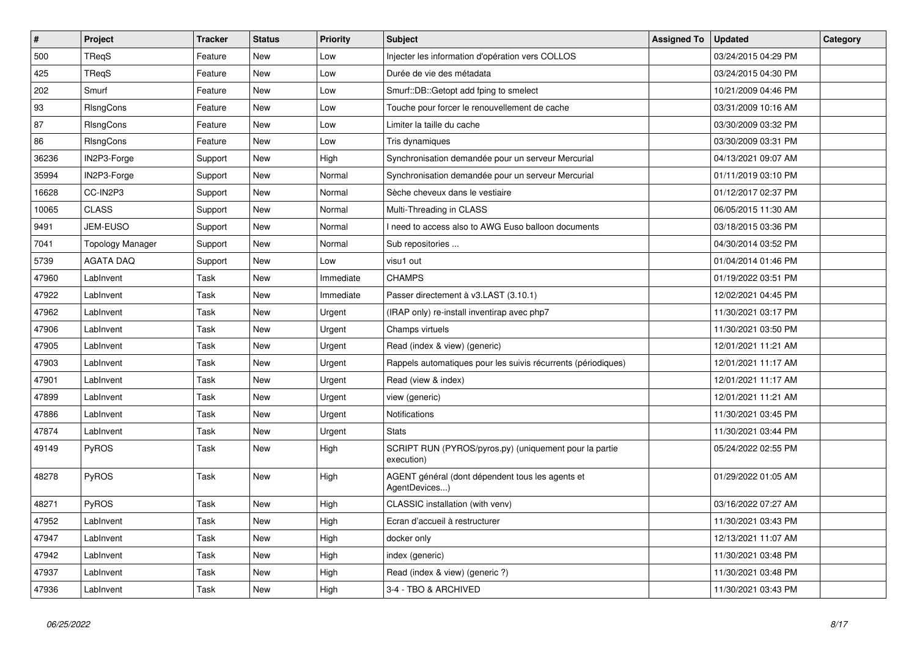| # | Project | Tracker | Status | Priority | Subject | Assigned To | Updated | Category |
|---|---|---|---|---|---|---|---|---|
| 500 | TReqS | Feature | New | Low | Injecter les information d'opération vers COLLOS | | 03/24/2015 04:29 PM | |
| 425 | TReqS | Feature | New | Low | Durée de vie des métadata | | 03/24/2015 04:30 PM | |
| 202 | Smurf | Feature | New | Low | Smurf::DB::Getopt add fping to smelect | | 10/21/2009 04:46 PM | |
| 93 | RIsngCons | Feature | New | Low | Touche pour forcer le renouvellement de cache | | 03/31/2009 10:16 AM | |
| 87 | RIsngCons | Feature | New | Low | Limiter la taille du cache | | 03/30/2009 03:32 PM | |
| 86 | RIsngCons | Feature | New | Low | Tris dynamiques | | 03/30/2009 03:31 PM | |
| 36236 | IN2P3-Forge | Support | New | High | Synchronisation demandée pour un serveur Mercurial | | 04/13/2021 09:07 AM | |
| 35994 | IN2P3-Forge | Support | New | Normal | Synchronisation demandée pour un serveur Mercurial | | 01/11/2019 03:10 PM | |
| 16628 | CC-IN2P3 | Support | New | Normal | Sèche cheveux dans le vestiaire | | 01/12/2017 02:37 PM | |
| 10065 | CLASS | Support | New | Normal | Multi-Threading in CLASS | | 06/05/2015 11:30 AM | |
| 9491 | JEM-EUSO | Support | New | Normal | I need to access also to AWG Euso balloon documents | | 03/18/2015 03:36 PM | |
| 7041 | Topology Manager | Support | New | Normal | Sub repositories ... | | 04/30/2014 03:52 PM | |
| 5739 | AGATA DAQ | Support | New | Low | visu1 out | | 01/04/2014 01:46 PM | |
| 47960 | LabInvent | Task | New | Immediate | CHAMPS | | 01/19/2022 03:51 PM | |
| 47922 | LabInvent | Task | New | Immediate | Passer directement à v3.LAST (3.10.1) | | 12/02/2021 04:45 PM | |
| 47962 | LabInvent | Task | New | Urgent | (IRAP only) re-install inventirap avec php7 | | 11/30/2021 03:17 PM | |
| 47906 | LabInvent | Task | New | Urgent | Champs virtuels | | 11/30/2021 03:50 PM | |
| 47905 | LabInvent | Task | New | Urgent | Read (index & view) (generic) | | 12/01/2021 11:21 AM | |
| 47903 | LabInvent | Task | New | Urgent | Rappels automatiques pour les suivis récurrents (périodiques) | | 12/01/2021 11:17 AM | |
| 47901 | LabInvent | Task | New | Urgent | Read (view & index) | | 12/01/2021 11:17 AM | |
| 47899 | LabInvent | Task | New | Urgent | view (generic) | | 12/01/2021 11:21 AM | |
| 47886 | LabInvent | Task | New | Urgent | Notifications | | 11/30/2021 03:45 PM | |
| 47874 | LabInvent | Task | New | Urgent | Stats | | 11/30/2021 03:44 PM | |
| 49149 | PyROS | Task | New | High | SCRIPT RUN (PYROS/pyros.py) (uniquement pour la partie execution) | | 05/24/2022 02:55 PM | |
| 48278 | PyROS | Task | New | High | AGENT général (dont dépendent tous les agents et AgentDevices...) | | 01/29/2022 01:05 AM | |
| 48271 | PyROS | Task | New | High | CLASSIC installation (with venv) | | 03/16/2022 07:27 AM | |
| 47952 | LabInvent | Task | New | High | Ecran d'accueil à restructurer | | 11/30/2021 03:43 PM | |
| 47947 | LabInvent | Task | New | High | docker only | | 12/13/2021 11:07 AM | |
| 47942 | LabInvent | Task | New | High | index (generic) | | 11/30/2021 03:48 PM | |
| 47937 | LabInvent | Task | New | High | Read (index & view) (generic ?) | | 11/30/2021 03:48 PM | |
| 47936 | LabInvent | Task | New | High | 3-4 - TBO & ARCHIVED | | 11/30/2021 03:43 PM | |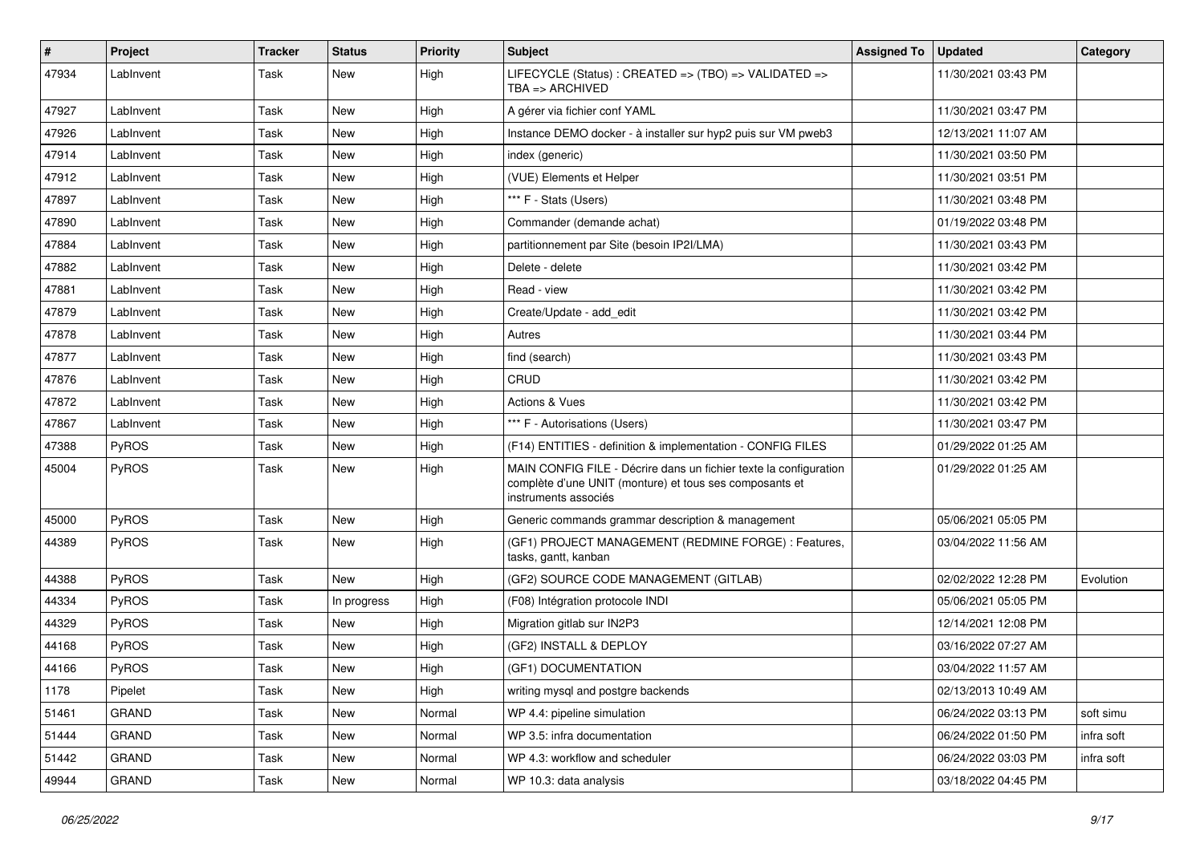| # | Project | Tracker | Status | Priority | Subject | Assigned To | Updated | Category |
|---|---|---|---|---|---|---|---|---|
| 47934 | LabInvent | Task | New | High | LIFECYCLE (Status) : CREATED => (TBO) => VALIDATED => TBA => ARCHIVED | | 11/30/2021 03:43 PM | |
| 47927 | LabInvent | Task | New | High | A gérer via fichier conf YAML | | 11/30/2021 03:47 PM | |
| 47926 | LabInvent | Task | New | High | Instance DEMO docker - à installer sur hyp2 puis sur VM pweb3 | | 12/13/2021 11:07 AM | |
| 47914 | LabInvent | Task | New | High | index (generic) | | 11/30/2021 03:50 PM | |
| 47912 | LabInvent | Task | New | High | (VUE) Elements et Helper | | 11/30/2021 03:51 PM | |
| 47897 | LabInvent | Task | New | High | *** F - Stats (Users) | | 11/30/2021 03:48 PM | |
| 47890 | LabInvent | Task | New | High | Commander (demande achat) | | 01/19/2022 03:48 PM | |
| 47884 | LabInvent | Task | New | High | partitionnement par Site (besoin IP2I/LMA) | | 11/30/2021 03:43 PM | |
| 47882 | LabInvent | Task | New | High | Delete - delete | | 11/30/2021 03:42 PM | |
| 47881 | LabInvent | Task | New | High | Read - view | | 11/30/2021 03:42 PM | |
| 47879 | LabInvent | Task | New | High | Create/Update - add_edit | | 11/30/2021 03:42 PM | |
| 47878 | LabInvent | Task | New | High | Autres | | 11/30/2021 03:44 PM | |
| 47877 | LabInvent | Task | New | High | find (search) | | 11/30/2021 03:43 PM | |
| 47876 | LabInvent | Task | New | High | CRUD | | 11/30/2021 03:42 PM | |
| 47872 | LabInvent | Task | New | High | Actions & Vues | | 11/30/2021 03:42 PM | |
| 47867 | LabInvent | Task | New | High | *** F - Autorisations (Users) | | 11/30/2021 03:47 PM | |
| 47388 | PyROS | Task | New | High | (F14) ENTITIES - definition & implementation - CONFIG FILES | | 01/29/2022 01:25 AM | |
| 45004 | PyROS | Task | New | High | MAIN CONFIG FILE - Décrire dans un fichier texte la configuration complète d'une UNIT (monture) et tous ses composants et instruments associés | | 01/29/2022 01:25 AM | |
| 45000 | PyROS | Task | New | High | Generic commands grammar description & management | | 05/06/2021 05:05 PM | |
| 44389 | PyROS | Task | New | High | (GF1) PROJECT MANAGEMENT (REDMINE FORGE) : Features, tasks, gantt, kanban | | 03/04/2022 11:56 AM | |
| 44388 | PyROS | Task | New | High | (GF2) SOURCE CODE MANAGEMENT (GITLAB) | | 02/02/2022 12:28 PM | Evolution |
| 44334 | PyROS | Task | In progress | High | (F08) Intégration protocole INDI | | 05/06/2021 05:05 PM | |
| 44329 | PyROS | Task | New | High | Migration gitlab sur IN2P3 | | 12/14/2021 12:08 PM | |
| 44168 | PyROS | Task | New | High | (GF2) INSTALL & DEPLOY | | 03/16/2022 07:27 AM | |
| 44166 | PyROS | Task | New | High | (GF1) DOCUMENTATION | | 03/04/2022 11:57 AM | |
| 1178 | Pipelet | Task | New | High | writing mysql and postgre backends | | 02/13/2013 10:49 AM | |
| 51461 | GRAND | Task | New | Normal | WP 4.4: pipeline simulation | | 06/24/2022 03:13 PM | soft simu |
| 51444 | GRAND | Task | New | Normal | WP 3.5: infra documentation | | 06/24/2022 01:50 PM | infra soft |
| 51442 | GRAND | Task | New | Normal | WP 4.3: workflow and scheduler | | 06/24/2022 03:03 PM | infra soft |
| 49944 | GRAND | Task | New | Normal | WP 10.3: data analysis | | 03/18/2022 04:45 PM | |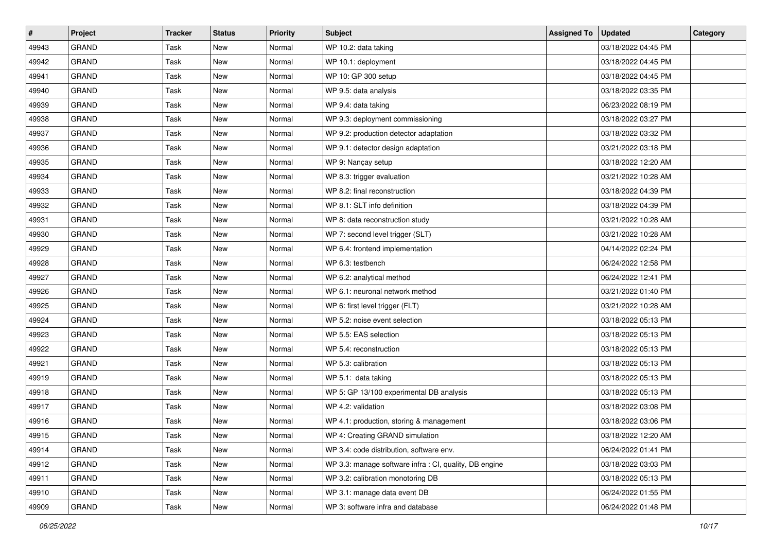| # | Project | Tracker | Status | Priority | Subject | Assigned To | Updated | Category |
|---|---|---|---|---|---|---|---|---|
| 49943 | GRAND | Task | New | Normal | WP 10.2: data taking | | 03/18/2022 04:45 PM | |
| 49942 | GRAND | Task | New | Normal | WP 10.1: deployment | | 03/18/2022 04:45 PM | |
| 49941 | GRAND | Task | New | Normal | WP 10: GP 300 setup | | 03/18/2022 04:45 PM | |
| 49940 | GRAND | Task | New | Normal | WP 9.5: data analysis | | 03/18/2022 03:35 PM | |
| 49939 | GRAND | Task | New | Normal | WP 9.4: data taking | | 06/23/2022 08:19 PM | |
| 49938 | GRAND | Task | New | Normal | WP 9.3: deployment commissioning | | 03/18/2022 03:27 PM | |
| 49937 | GRAND | Task | New | Normal | WP 9.2: production detector adaptation | | 03/18/2022 03:32 PM | |
| 49936 | GRAND | Task | New | Normal | WP 9.1: detector design adaptation | | 03/21/2022 03:18 PM | |
| 49935 | GRAND | Task | New | Normal | WP 9: Nançay setup | | 03/18/2022 12:20 AM | |
| 49934 | GRAND | Task | New | Normal | WP 8.3: trigger evaluation | | 03/21/2022 10:28 AM | |
| 49933 | GRAND | Task | New | Normal | WP 8.2: final reconstruction | | 03/18/2022 04:39 PM | |
| 49932 | GRAND | Task | New | Normal | WP 8.1: SLT info definition | | 03/18/2022 04:39 PM | |
| 49931 | GRAND | Task | New | Normal | WP 8: data reconstruction study | | 03/21/2022 10:28 AM | |
| 49930 | GRAND | Task | New | Normal | WP 7: second level trigger (SLT) | | 03/21/2022 10:28 AM | |
| 49929 | GRAND | Task | New | Normal | WP 6.4: frontend implementation | | 04/14/2022 02:24 PM | |
| 49928 | GRAND | Task | New | Normal | WP 6.3: testbench | | 06/24/2022 12:58 PM | |
| 49927 | GRAND | Task | New | Normal | WP 6.2: analytical method | | 06/24/2022 12:41 PM | |
| 49926 | GRAND | Task | New | Normal | WP 6.1: neuronal network method | | 03/21/2022 01:40 PM | |
| 49925 | GRAND | Task | New | Normal | WP 6: first level trigger (FLT) | | 03/21/2022 10:28 AM | |
| 49924 | GRAND | Task | New | Normal | WP 5.2: noise event selection | | 03/18/2022 05:13 PM | |
| 49923 | GRAND | Task | New | Normal | WP 5.5: EAS selection | | 03/18/2022 05:13 PM | |
| 49922 | GRAND | Task | New | Normal | WP 5.4: reconstruction | | 03/18/2022 05:13 PM | |
| 49921 | GRAND | Task | New | Normal | WP 5.3: calibration | | 03/18/2022 05:13 PM | |
| 49919 | GRAND | Task | New | Normal | WP 5.1: data taking | | 03/18/2022 05:13 PM | |
| 49918 | GRAND | Task | New | Normal | WP 5: GP 13/100 experimental DB analysis | | 03/18/2022 05:13 PM | |
| 49917 | GRAND | Task | New | Normal | WP 4.2: validation | | 03/18/2022 03:08 PM | |
| 49916 | GRAND | Task | New | Normal | WP 4.1: production, storing & management | | 03/18/2022 03:06 PM | |
| 49915 | GRAND | Task | New | Normal | WP 4: Creating GRAND simulation | | 03/18/2022 12:20 AM | |
| 49914 | GRAND | Task | New | Normal | WP 3.4: code distribution, software env. | | 06/24/2022 01:41 PM | |
| 49912 | GRAND | Task | New | Normal | WP 3.3: manage software infra : CI, quality, DB engine | | 03/18/2022 03:03 PM | |
| 49911 | GRAND | Task | New | Normal | WP 3.2: calibration monotoring DB | | 03/18/2022 05:13 PM | |
| 49910 | GRAND | Task | New | Normal | WP 3.1: manage data event DB | | 06/24/2022 01:55 PM | |
| 49909 | GRAND | Task | New | Normal | WP 3: software infra and database | | 06/24/2022 01:48 PM | |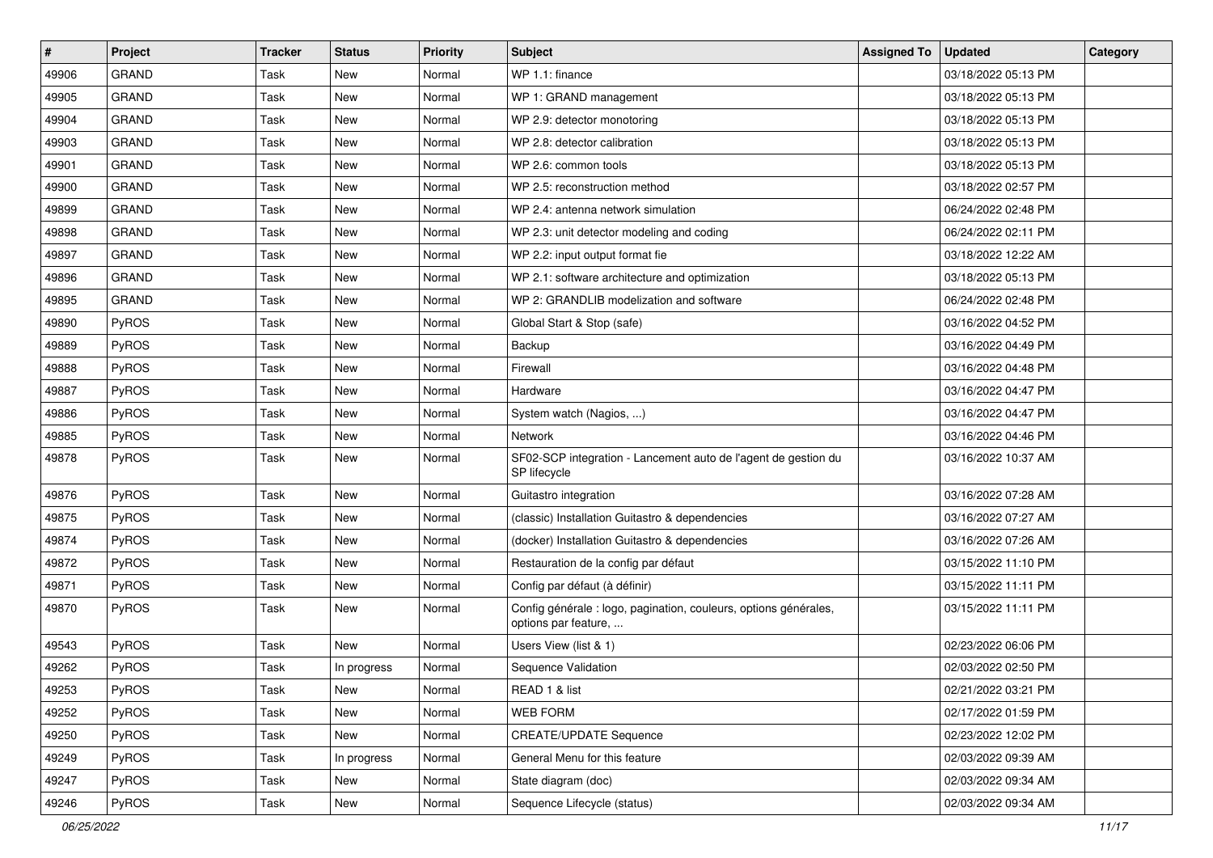| # | Project | Tracker | Status | Priority | Subject | Assigned To | Updated | Category |
|---|---|---|---|---|---|---|---|---|
| 49906 | GRAND | Task | New | Normal | WP 1.1: finance | | 03/18/2022 05:13 PM | |
| 49905 | GRAND | Task | New | Normal | WP 1: GRAND management | | 03/18/2022 05:13 PM | |
| 49904 | GRAND | Task | New | Normal | WP 2.9: detector monotoring | | 03/18/2022 05:13 PM | |
| 49903 | GRAND | Task | New | Normal | WP 2.8: detector calibration | | 03/18/2022 05:13 PM | |
| 49901 | GRAND | Task | New | Normal | WP 2.6: common tools | | 03/18/2022 05:13 PM | |
| 49900 | GRAND | Task | New | Normal | WP 2.5: reconstruction method | | 03/18/2022 02:57 PM | |
| 49899 | GRAND | Task | New | Normal | WP 2.4: antenna network simulation | | 06/24/2022 02:48 PM | |
| 49898 | GRAND | Task | New | Normal | WP 2.3: unit detector modeling and coding | | 06/24/2022 02:11 PM | |
| 49897 | GRAND | Task | New | Normal | WP 2.2: input output format fie | | 03/18/2022 12:22 AM | |
| 49896 | GRAND | Task | New | Normal | WP 2.1: software architecture and optimization | | 03/18/2022 05:13 PM | |
| 49895 | GRAND | Task | New | Normal | WP 2: GRANDLIB modelization and software | | 06/24/2022 02:48 PM | |
| 49890 | PyROS | Task | New | Normal | Global Start & Stop (safe) | | 03/16/2022 04:52 PM | |
| 49889 | PyROS | Task | New | Normal | Backup | | 03/16/2022 04:49 PM | |
| 49888 | PyROS | Task | New | Normal | Firewall | | 03/16/2022 04:48 PM | |
| 49887 | PyROS | Task | New | Normal | Hardware | | 03/16/2022 04:47 PM | |
| 49886 | PyROS | Task | New | Normal | System watch (Nagios, ...) | | 03/16/2022 04:47 PM | |
| 49885 | PyROS | Task | New | Normal | Network | | 03/16/2022 04:46 PM | |
| 49878 | PyROS | Task | New | Normal | SF02-SCP integration - Lancement auto de l'agent de gestion du SP lifecycle | | 03/16/2022 10:37 AM | |
| 49876 | PyROS | Task | New | Normal | Guitastro integration | | 03/16/2022 07:28 AM | |
| 49875 | PyROS | Task | New | Normal | (classic) Installation Guitastro & dependencies | | 03/16/2022 07:27 AM | |
| 49874 | PyROS | Task | New | Normal | (docker) Installation Guitastro & dependencies | | 03/16/2022 07:26 AM | |
| 49872 | PyROS | Task | New | Normal | Restauration de la config par défaut | | 03/15/2022 11:10 PM | |
| 49871 | PyROS | Task | New | Normal | Config par défaut (à définir) | | 03/15/2022 11:11 PM | |
| 49870 | PyROS | Task | New | Normal | Config générale : logo, pagination, couleurs, options générales, options par feature, ... | | 03/15/2022 11:11 PM | |
| 49543 | PyROS | Task | New | Normal | Users View (list & 1) | | 02/23/2022 06:06 PM | |
| 49262 | PyROS | Task | In progress | Normal | Sequence Validation | | 02/03/2022 02:50 PM | |
| 49253 | PyROS | Task | New | Normal | READ 1 & list | | 02/21/2022 03:21 PM | |
| 49252 | PyROS | Task | New | Normal | WEB FORM | | 02/17/2022 01:59 PM | |
| 49250 | PyROS | Task | New | Normal | CREATE/UPDATE Sequence | | 02/23/2022 12:02 PM | |
| 49249 | PyROS | Task | In progress | Normal | General Menu for this feature | | 02/03/2022 09:39 AM | |
| 49247 | PyROS | Task | New | Normal | State diagram (doc) | | 02/03/2022 09:34 AM | |
| 49246 | PyROS | Task | New | Normal | Sequence Lifecycle (status) | | 02/03/2022 09:34 AM | |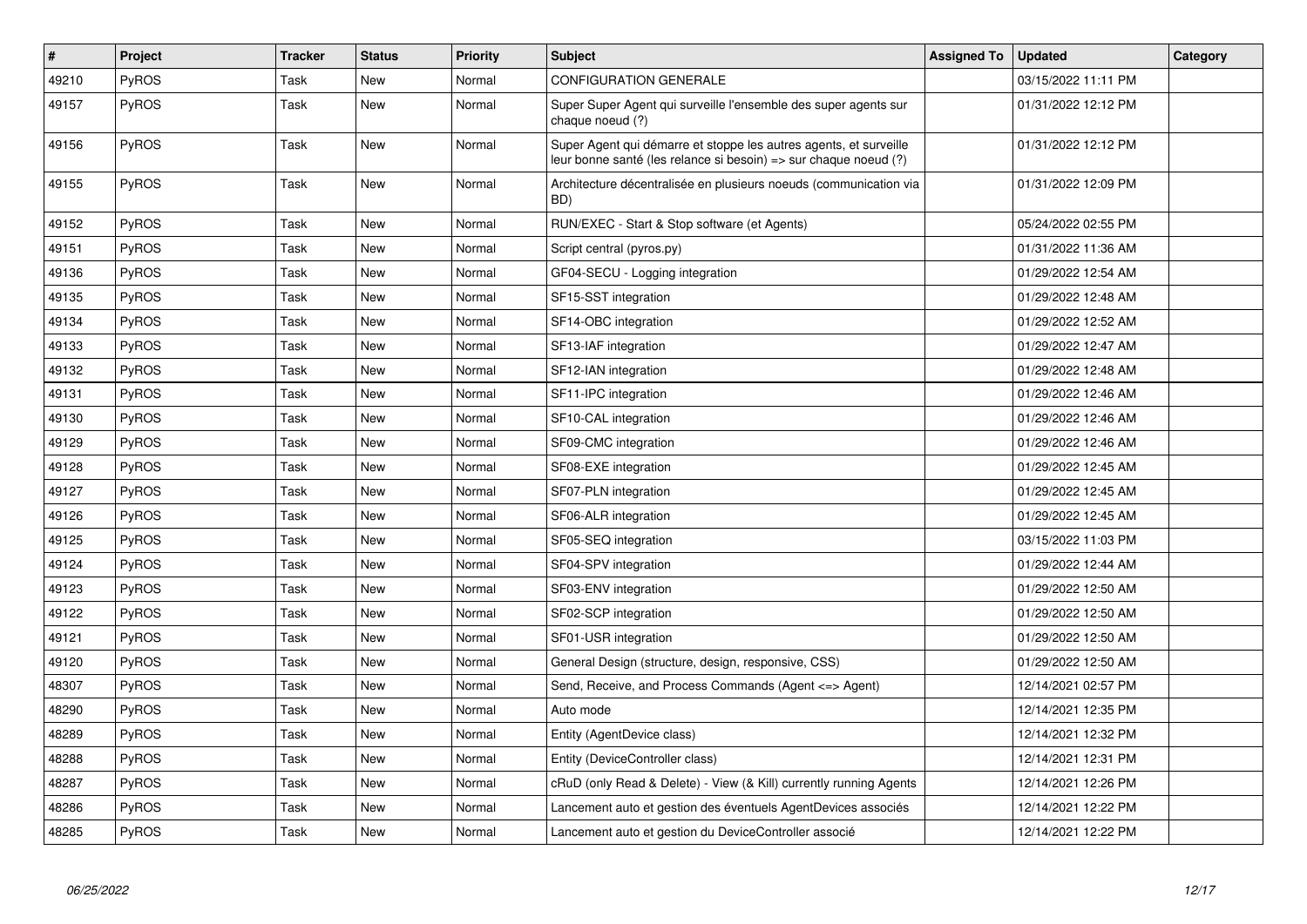| # | Project | Tracker | Status | Priority | Subject | Assigned To | Updated | Category |
|---|---|---|---|---|---|---|---|---|
| 49210 | PyROS | Task | New | Normal | CONFIGURATION GENERALE | | 03/15/2022 11:11 PM | |
| 49157 | PyROS | Task | New | Normal | Super Super Agent qui surveille l'ensemble des super agents sur chaque noeud (?) | | 01/31/2022 12:12 PM | |
| 49156 | PyROS | Task | New | Normal | Super Agent qui démarre et stoppe les autres agents, et surveille leur bonne santé (les relance si besoin) => sur chaque noeud (?) | | 01/31/2022 12:12 PM | |
| 49155 | PyROS | Task | New | Normal | Architecture décentralisée en plusieurs noeuds (communication via BD) | | 01/31/2022 12:09 PM | |
| 49152 | PyROS | Task | New | Normal | RUN/EXEC - Start & Stop software (et Agents) | | 05/24/2022 02:55 PM | |
| 49151 | PyROS | Task | New | Normal | Script central (pyros.py) | | 01/31/2022 11:36 AM | |
| 49136 | PyROS | Task | New | Normal | GF04-SECU - Logging integration | | 01/29/2022 12:54 AM | |
| 49135 | PyROS | Task | New | Normal | SF15-SST integration | | 01/29/2022 12:48 AM | |
| 49134 | PyROS | Task | New | Normal | SF14-OBC integration | | 01/29/2022 12:52 AM | |
| 49133 | PyROS | Task | New | Normal | SF13-IAF integration | | 01/29/2022 12:47 AM | |
| 49132 | PyROS | Task | New | Normal | SF12-IAN integration | | 01/29/2022 12:48 AM | |
| 49131 | PyROS | Task | New | Normal | SF11-IPC integration | | 01/29/2022 12:46 AM | |
| 49130 | PyROS | Task | New | Normal | SF10-CAL integration | | 01/29/2022 12:46 AM | |
| 49129 | PyROS | Task | New | Normal | SF09-CMC integration | | 01/29/2022 12:46 AM | |
| 49128 | PyROS | Task | New | Normal | SF08-EXE integration | | 01/29/2022 12:45 AM | |
| 49127 | PyROS | Task | New | Normal | SF07-PLN integration | | 01/29/2022 12:45 AM | |
| 49126 | PyROS | Task | New | Normal | SF06-ALR integration | | 01/29/2022 12:45 AM | |
| 49125 | PyROS | Task | New | Normal | SF05-SEQ integration | | 03/15/2022 11:03 PM | |
| 49124 | PyROS | Task | New | Normal | SF04-SPV integration | | 01/29/2022 12:44 AM | |
| 49123 | PyROS | Task | New | Normal | SF03-ENV integration | | 01/29/2022 12:50 AM | |
| 49122 | PyROS | Task | New | Normal | SF02-SCP integration | | 01/29/2022 12:50 AM | |
| 49121 | PyROS | Task | New | Normal | SF01-USR integration | | 01/29/2022 12:50 AM | |
| 49120 | PyROS | Task | New | Normal | General Design (structure, design, responsive, CSS) | | 01/29/2022 12:50 AM | |
| 48307 | PyROS | Task | New | Normal | Send, Receive, and Process Commands (Agent <=> Agent) | | 12/14/2021 02:57 PM | |
| 48290 | PyROS | Task | New | Normal | Auto mode | | 12/14/2021 12:35 PM | |
| 48289 | PyROS | Task | New | Normal | Entity (AgentDevice class) | | 12/14/2021 12:32 PM | |
| 48288 | PyROS | Task | New | Normal | Entity (DeviceController class) | | 12/14/2021 12:31 PM | |
| 48287 | PyROS | Task | New | Normal | cRuD (only Read & Delete) - View (& Kill) currently running Agents | | 12/14/2021 12:26 PM | |
| 48286 | PyROS | Task | New | Normal | Lancement auto et gestion des éventuels AgentDevices associés | | 12/14/2021 12:22 PM | |
| 48285 | PyROS | Task | New | Normal | Lancement auto et gestion du DeviceController associé | | 12/14/2021 12:22 PM | |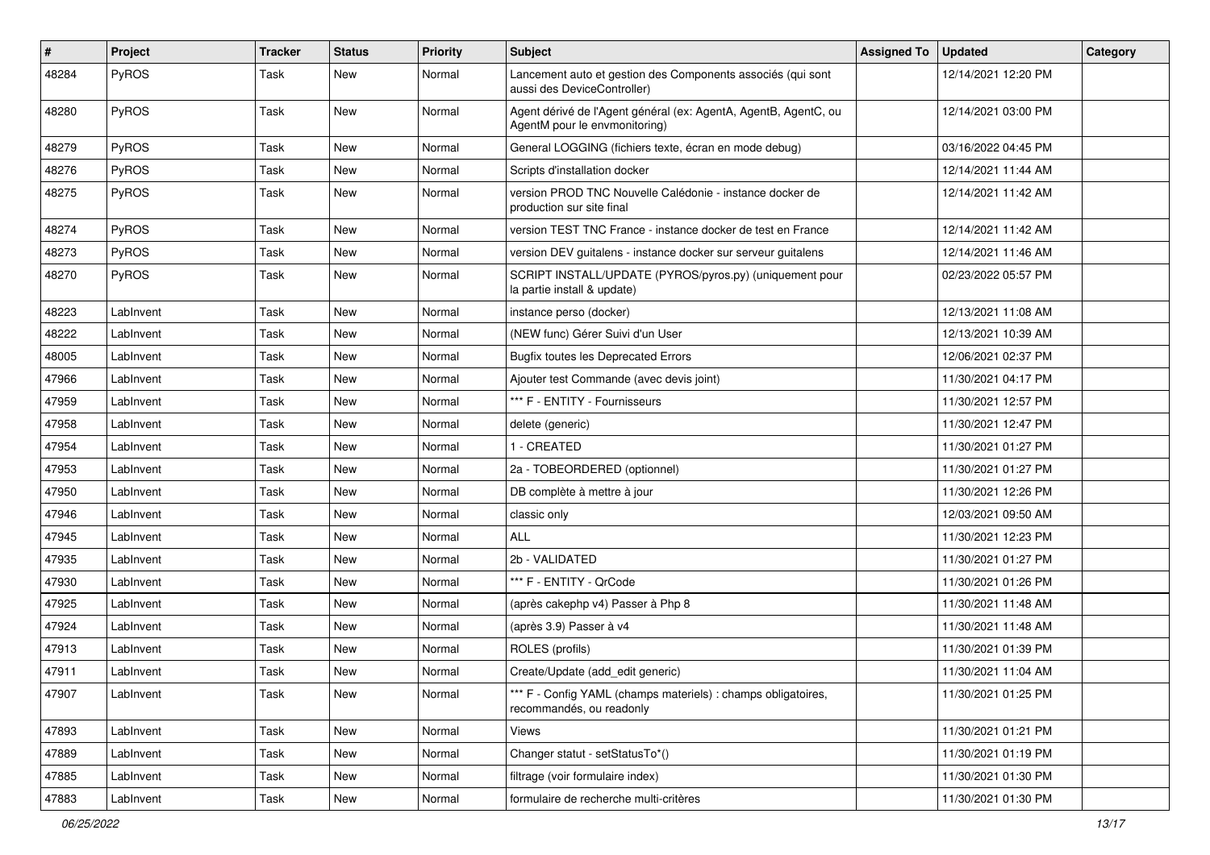| # | Project | Tracker | Status | Priority | Subject | Assigned To | Updated | Category |
|---|---|---|---|---|---|---|---|---|
| 48284 | PyROS | Task | New | Normal | Lancement auto et gestion des Components associés (qui sont aussi des DeviceController) | | 12/14/2021 12:20 PM | |
| 48280 | PyROS | Task | New | Normal | Agent dérivé de l'Agent général (ex: AgentA, AgentB, AgentC, ou AgentM pour le envmonitoring) | | 12/14/2021 03:00 PM | |
| 48279 | PyROS | Task | New | Normal | General LOGGING (fichiers texte, écran en mode debug) | | 03/16/2022 04:45 PM | |
| 48276 | PyROS | Task | New | Normal | Scripts d'installation docker | | 12/14/2021 11:44 AM | |
| 48275 | PyROS | Task | New | Normal | version PROD TNC Nouvelle Calédonie - instance docker de production sur site final | | 12/14/2021 11:42 AM | |
| 48274 | PyROS | Task | New | Normal | version TEST TNC France - instance docker de test en France | | 12/14/2021 11:42 AM | |
| 48273 | PyROS | Task | New | Normal | version DEV guitalens - instance docker sur serveur guitalens | | 12/14/2021 11:46 AM | |
| 48270 | PyROS | Task | New | Normal | SCRIPT INSTALL/UPDATE (PYROS/pyros.py) (uniquement pour la partie install & update) | | 02/23/2022 05:57 PM | |
| 48223 | LabInvent | Task | New | Normal | instance perso (docker) | | 12/13/2021 11:08 AM | |
| 48222 | LabInvent | Task | New | Normal | (NEW func) Gérer Suivi d'un User | | 12/13/2021 10:39 AM | |
| 48005 | LabInvent | Task | New | Normal | Bugfix toutes les Deprecated Errors | | 12/06/2021 02:37 PM | |
| 47966 | LabInvent | Task | New | Normal | Ajouter test Commande (avec devis joint) | | 11/30/2021 04:17 PM | |
| 47959 | LabInvent | Task | New | Normal | *** F - ENTITY - Fournisseurs | | 11/30/2021 12:57 PM | |
| 47958 | LabInvent | Task | New | Normal | delete (generic) | | 11/30/2021 12:47 PM | |
| 47954 | LabInvent | Task | New | Normal | 1 - CREATED | | 11/30/2021 01:27 PM | |
| 47953 | LabInvent | Task | New | Normal | 2a - TOBEORDERED (optionnel) | | 11/30/2021 01:27 PM | |
| 47950 | LabInvent | Task | New | Normal | DB complète à mettre à jour | | 11/30/2021 12:26 PM | |
| 47946 | LabInvent | Task | New | Normal | classic only | | 12/03/2021 09:50 AM | |
| 47945 | LabInvent | Task | New | Normal | ALL | | 11/30/2021 12:23 PM | |
| 47935 | LabInvent | Task | New | Normal | 2b - VALIDATED | | 11/30/2021 01:27 PM | |
| 47930 | LabInvent | Task | New | Normal | *** F - ENTITY - QrCode | | 11/30/2021 01:26 PM | |
| 47925 | LabInvent | Task | New | Normal | (après cakephp v4) Passer à Php 8 | | 11/30/2021 11:48 AM | |
| 47924 | LabInvent | Task | New | Normal | (après 3.9) Passer à v4 | | 11/30/2021 11:48 AM | |
| 47913 | LabInvent | Task | New | Normal | ROLES (profils) | | 11/30/2021 01:39 PM | |
| 47911 | LabInvent | Task | New | Normal | Create/Update (add_edit generic) | | 11/30/2021 11:04 AM | |
| 47907 | LabInvent | Task | New | Normal | *** F - Config YAML (champs materiels) : champs obligatoires, recommandés, ou readonly | | 11/30/2021 01:25 PM | |
| 47893 | LabInvent | Task | New | Normal | Views | | 11/30/2021 01:21 PM | |
| 47889 | LabInvent | Task | New | Normal | Changer statut - setStatusTo*() | | 11/30/2021 01:19 PM | |
| 47885 | LabInvent | Task | New | Normal | filtrage (voir formulaire index) | | 11/30/2021 01:30 PM | |
| 47883 | LabInvent | Task | New | Normal | formulaire de recherche multi-critères | | 11/30/2021 01:30 PM | |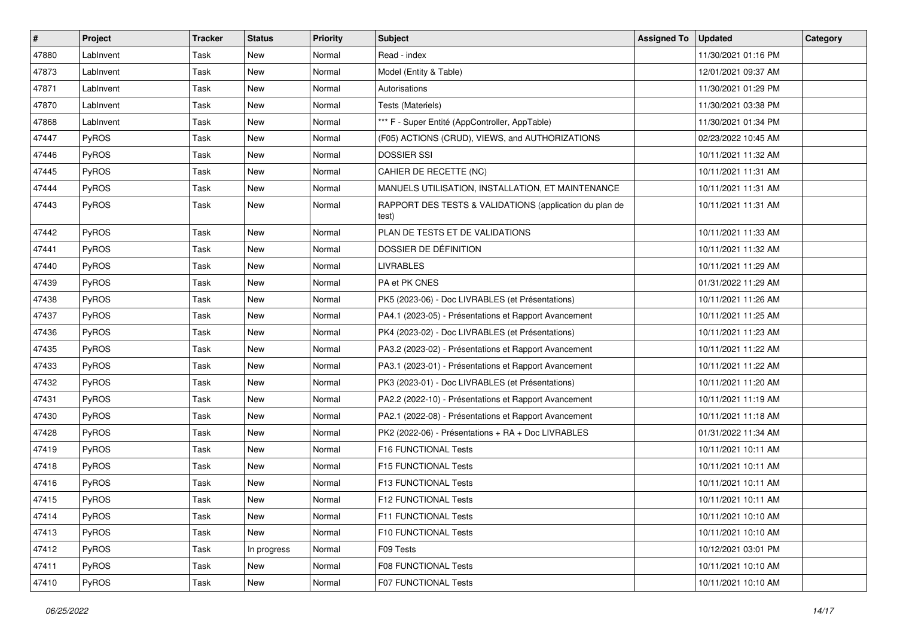| # | Project | Tracker | Status | Priority | Subject | Assigned To | Updated | Category |
|---|---|---|---|---|---|---|---|---|
| 47880 | LabInvent | Task | New | Normal | Read - index | | 11/30/2021 01:16 PM | |
| 47873 | LabInvent | Task | New | Normal | Model (Entity & Table) | | 12/01/2021 09:37 AM | |
| 47871 | LabInvent | Task | New | Normal | Autorisations | | 11/30/2021 01:29 PM | |
| 47870 | LabInvent | Task | New | Normal | Tests (Materiels) | | 11/30/2021 03:38 PM | |
| 47868 | LabInvent | Task | New | Normal | *** F - Super Entité (AppController, AppTable) | | 11/30/2021 01:34 PM | |
| 47447 | PyROS | Task | New | Normal | (F05) ACTIONS (CRUD), VIEWS, and AUTHORIZATIONS | | 02/23/2022 10:45 AM | |
| 47446 | PyROS | Task | New | Normal | DOSSIER SSI | | 10/11/2021 11:32 AM | |
| 47445 | PyROS | Task | New | Normal | CAHIER DE RECETTE (NC) | | 10/11/2021 11:31 AM | |
| 47444 | PyROS | Task | New | Normal | MANUELS UTILISATION, INSTALLATION, ET MAINTENANCE | | 10/11/2021 11:31 AM | |
| 47443 | PyROS | Task | New | Normal | RAPPORT DES TESTS & VALIDATIONS (application du plan de test) | | 10/11/2021 11:31 AM | |
| 47442 | PyROS | Task | New | Normal | PLAN DE TESTS ET DE VALIDATIONS | | 10/11/2021 11:33 AM | |
| 47441 | PyROS | Task | New | Normal | DOSSIER DE DÉFINITION | | 10/11/2021 11:32 AM | |
| 47440 | PyROS | Task | New | Normal | LIVRABLES | | 10/11/2021 11:29 AM | |
| 47439 | PyROS | Task | New | Normal | PA et PK CNES | | 01/31/2022 11:29 AM | |
| 47438 | PyROS | Task | New | Normal | PK5 (2023-06) - Doc LIVRABLES (et Présentations) | | 10/11/2021 11:26 AM | |
| 47437 | PyROS | Task | New | Normal | PA4.1 (2023-05) - Présentations et Rapport Avancement | | 10/11/2021 11:25 AM | |
| 47436 | PyROS | Task | New | Normal | PK4 (2023-02) - Doc LIVRABLES (et Présentations) | | 10/11/2021 11:23 AM | |
| 47435 | PyROS | Task | New | Normal | PA3.2 (2023-02) - Présentations et Rapport Avancement | | 10/11/2021 11:22 AM | |
| 47433 | PyROS | Task | New | Normal | PA3.1 (2023-01) - Présentations et Rapport Avancement | | 10/11/2021 11:22 AM | |
| 47432 | PyROS | Task | New | Normal | PK3 (2023-01) - Doc LIVRABLES (et Présentations) | | 10/11/2021 11:20 AM | |
| 47431 | PyROS | Task | New | Normal | PA2.2 (2022-10) - Présentations et Rapport Avancement | | 10/11/2021 11:19 AM | |
| 47430 | PyROS | Task | New | Normal | PA2.1 (2022-08) - Présentations et Rapport Avancement | | 10/11/2021 11:18 AM | |
| 47428 | PyROS | Task | New | Normal | PK2 (2022-06) - Présentations + RA + Doc LIVRABLES | | 01/31/2022 11:34 AM | |
| 47419 | PyROS | Task | New | Normal | F16 FUNCTIONAL Tests | | 10/11/2021 10:11 AM | |
| 47418 | PyROS | Task | New | Normal | F15 FUNCTIONAL Tests | | 10/11/2021 10:11 AM | |
| 47416 | PyROS | Task | New | Normal | F13 FUNCTIONAL Tests | | 10/11/2021 10:11 AM | |
| 47415 | PyROS | Task | New | Normal | F12 FUNCTIONAL Tests | | 10/11/2021 10:11 AM | |
| 47414 | PyROS | Task | New | Normal | F11 FUNCTIONAL Tests | | 10/11/2021 10:10 AM | |
| 47413 | PyROS | Task | New | Normal | F10 FUNCTIONAL Tests | | 10/11/2021 10:10 AM | |
| 47412 | PyROS | Task | In progress | Normal | F09 Tests | | 10/12/2021 03:01 PM | |
| 47411 | PyROS | Task | New | Normal | F08 FUNCTIONAL Tests | | 10/11/2021 10:10 AM | |
| 47410 | PyROS | Task | New | Normal | F07 FUNCTIONAL Tests | | 10/11/2021 10:10 AM | |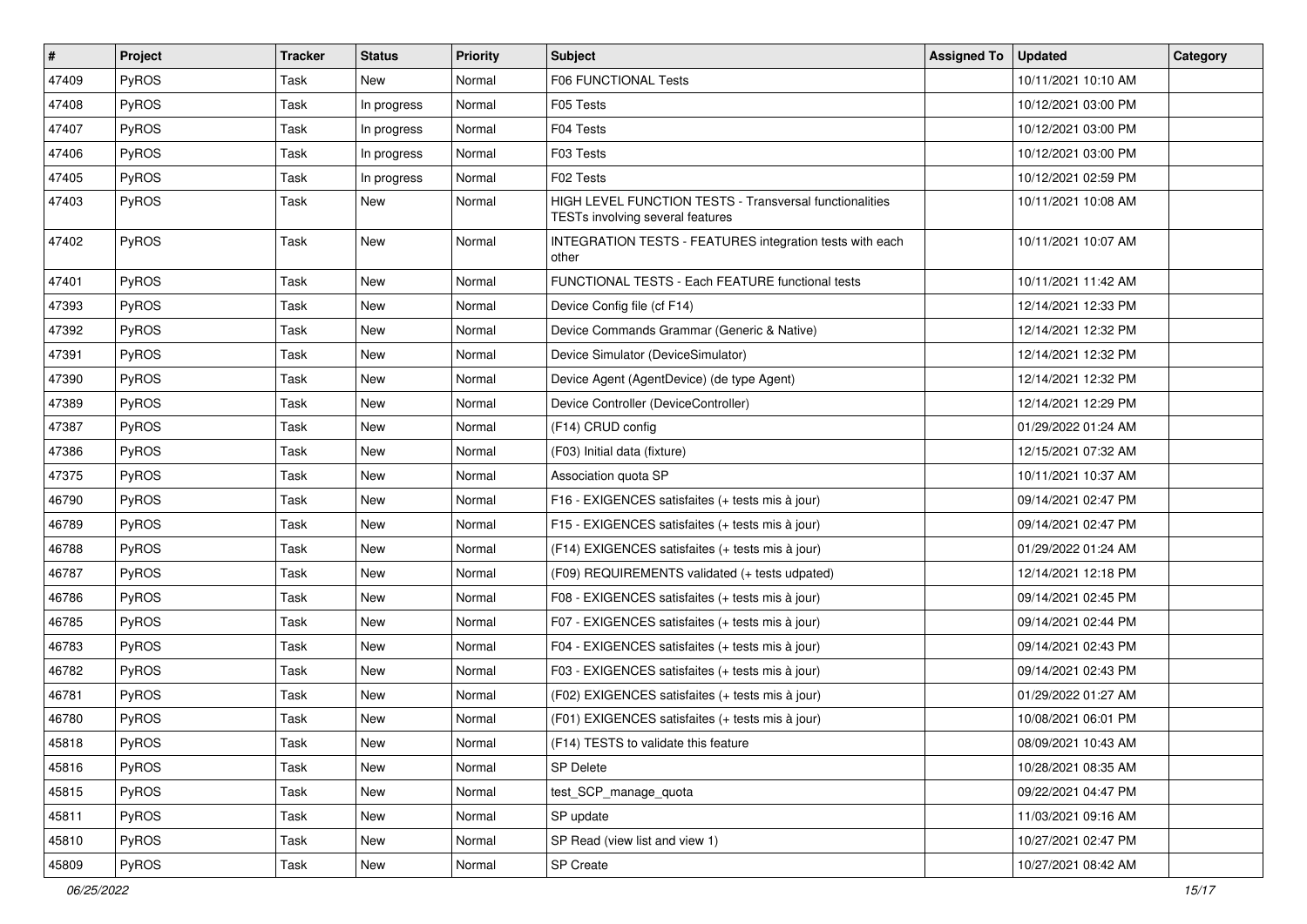| # | Project | Tracker | Status | Priority | Subject | Assigned To | Updated | Category |
|---|---|---|---|---|---|---|---|---|
| 47409 | PyROS | Task | New | Normal | F06 FUNCTIONAL Tests | | 10/11/2021 10:10 AM | |
| 47408 | PyROS | Task | In progress | Normal | F05 Tests | | 10/12/2021 03:00 PM | |
| 47407 | PyROS | Task | In progress | Normal | F04 Tests | | 10/12/2021 03:00 PM | |
| 47406 | PyROS | Task | In progress | Normal | F03 Tests | | 10/12/2021 03:00 PM | |
| 47405 | PyROS | Task | In progress | Normal | F02 Tests | | 10/12/2021 02:59 PM | |
| 47403 | PyROS | Task | New | Normal | HIGH LEVEL FUNCTION TESTS - Transversal functionalities TESTs involving several features | | 10/11/2021 10:08 AM | |
| 47402 | PyROS | Task | New | Normal | INTEGRATION TESTS - FEATURES integration tests with each other | | 10/11/2021 10:07 AM | |
| 47401 | PyROS | Task | New | Normal | FUNCTIONAL TESTS - Each FEATURE functional tests | | 10/11/2021 11:42 AM | |
| 47393 | PyROS | Task | New | Normal | Device Config file (cf F14) | | 12/14/2021 12:33 PM | |
| 47392 | PyROS | Task | New | Normal | Device Commands Grammar (Generic & Native) | | 12/14/2021 12:32 PM | |
| 47391 | PyROS | Task | New | Normal | Device Simulator (DeviceSimulator) | | 12/14/2021 12:32 PM | |
| 47390 | PyROS | Task | New | Normal | Device Agent (AgentDevice) (de type Agent) | | 12/14/2021 12:32 PM | |
| 47389 | PyROS | Task | New | Normal | Device Controller (DeviceController) | | 12/14/2021 12:29 PM | |
| 47387 | PyROS | Task | New | Normal | (F14) CRUD config | | 01/29/2022 01:24 AM | |
| 47386 | PyROS | Task | New | Normal | (F03) Initial data (fixture) | | 12/15/2021 07:32 AM | |
| 47375 | PyROS | Task | New | Normal | Association quota SP | | 10/11/2021 10:37 AM | |
| 46790 | PyROS | Task | New | Normal | F16 - EXIGENCES satisfaites (+ tests mis à jour) | | 09/14/2021 02:47 PM | |
| 46789 | PyROS | Task | New | Normal | F15 - EXIGENCES satisfaites (+ tests mis à jour) | | 09/14/2021 02:47 PM | |
| 46788 | PyROS | Task | New | Normal | (F14) EXIGENCES satisfaites (+ tests mis à jour) | | 01/29/2022 01:24 AM | |
| 46787 | PyROS | Task | New | Normal | (F09) REQUIREMENTS validated (+ tests udpated) | | 12/14/2021 12:18 PM | |
| 46786 | PyROS | Task | New | Normal | F08 - EXIGENCES satisfaites (+ tests mis à jour) | | 09/14/2021 02:45 PM | |
| 46785 | PyROS | Task | New | Normal | F07 - EXIGENCES satisfaites (+ tests mis à jour) | | 09/14/2021 02:44 PM | |
| 46783 | PyROS | Task | New | Normal | F04 - EXIGENCES satisfaites (+ tests mis à jour) | | 09/14/2021 02:43 PM | |
| 46782 | PyROS | Task | New | Normal | F03 - EXIGENCES satisfaites (+ tests mis à jour) | | 09/14/2021 02:43 PM | |
| 46781 | PyROS | Task | New | Normal | (F02) EXIGENCES satisfaites (+ tests mis à jour) | | 01/29/2022 01:27 AM | |
| 46780 | PyROS | Task | New | Normal | (F01) EXIGENCES satisfaites (+ tests mis à jour) | | 10/08/2021 06:01 PM | |
| 45818 | PyROS | Task | New | Normal | (F14) TESTS to validate this feature | | 08/09/2021 10:43 AM | |
| 45816 | PyROS | Task | New | Normal | SP Delete | | 10/28/2021 08:35 AM | |
| 45815 | PyROS | Task | New | Normal | test_SCP_manage_quota | | 09/22/2021 04:47 PM | |
| 45811 | PyROS | Task | New | Normal | SP update | | 11/03/2021 09:16 AM | |
| 45810 | PyROS | Task | New | Normal | SP Read (view list and view 1) | | 10/27/2021 02:47 PM | |
| 45809 | PyROS | Task | New | Normal | SP Create | | 10/27/2021 08:42 AM | |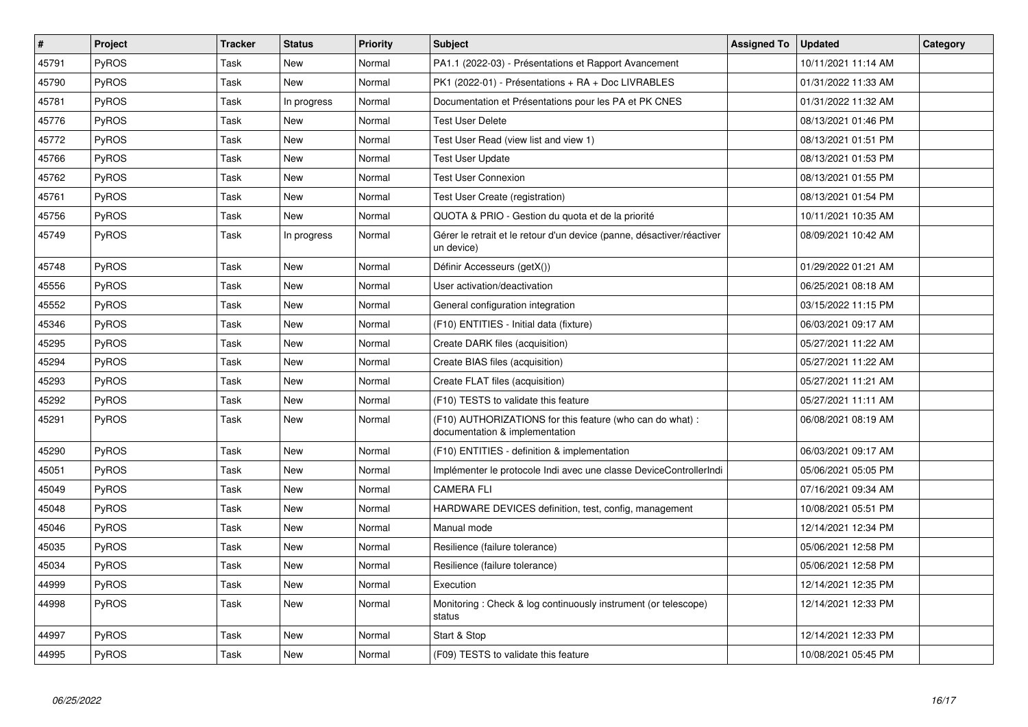| # | Project | Tracker | Status | Priority | Subject | Assigned To | Updated | Category |
|---|---|---|---|---|---|---|---|---|
| 45791 | PyROS | Task | New | Normal | PA1.1 (2022-03) - Présentations et Rapport Avancement | | 10/11/2021 11:14 AM | |
| 45790 | PyROS | Task | New | Normal | PK1 (2022-01) - Présentations + RA + Doc LIVRABLES | | 01/31/2022 11:33 AM | |
| 45781 | PyROS | Task | In progress | Normal | Documentation et Présentations pour les PA et PK CNES | | 01/31/2022 11:32 AM | |
| 45776 | PyROS | Task | New | Normal | Test User Delete | | 08/13/2021 01:46 PM | |
| 45772 | PyROS | Task | New | Normal | Test User Read (view list and view 1) | | 08/13/2021 01:51 PM | |
| 45766 | PyROS | Task | New | Normal | Test User Update | | 08/13/2021 01:53 PM | |
| 45762 | PyROS | Task | New | Normal | Test User Connexion | | 08/13/2021 01:55 PM | |
| 45761 | PyROS | Task | New | Normal | Test User Create (registration) | | 08/13/2021 01:54 PM | |
| 45756 | PyROS | Task | New | Normal | QUOTA & PRIO - Gestion du quota et de la priorité | | 10/11/2021 10:35 AM | |
| 45749 | PyROS | Task | In progress | Normal | Gérer le retrait et le retour d'un device (panne, désactiver/réactiver un device) | | 08/09/2021 10:42 AM | |
| 45748 | PyROS | Task | New | Normal | Définir Accesseurs (getX()) | | 01/29/2022 01:21 AM | |
| 45556 | PyROS | Task | New | Normal | User activation/deactivation | | 06/25/2021 08:18 AM | |
| 45552 | PyROS | Task | New | Normal | General configuration integration | | 03/15/2022 11:15 PM | |
| 45346 | PyROS | Task | New | Normal | (F10) ENTITIES - Initial data (fixture) | | 06/03/2021 09:17 AM | |
| 45295 | PyROS | Task | New | Normal | Create DARK files (acquisition) | | 05/27/2021 11:22 AM | |
| 45294 | PyROS | Task | New | Normal | Create BIAS files (acquisition) | | 05/27/2021 11:22 AM | |
| 45293 | PyROS | Task | New | Normal | Create FLAT files (acquisition) | | 05/27/2021 11:21 AM | |
| 45292 | PyROS | Task | New | Normal | (F10) TESTS to validate this feature | | 05/27/2021 11:11 AM | |
| 45291 | PyROS | Task | New | Normal | (F10) AUTHORIZATIONS for this feature (who can do what) : documentation & implementation | | 06/08/2021 08:19 AM | |
| 45290 | PyROS | Task | New | Normal | (F10) ENTITIES - definition & implementation | | 06/03/2021 09:17 AM | |
| 45051 | PyROS | Task | New | Normal | Implémenter le protocole Indi avec une classe DeviceControllerIndi | | 05/06/2021 05:05 PM | |
| 45049 | PyROS | Task | New | Normal | CAMERA FLI | | 07/16/2021 09:34 AM | |
| 45048 | PyROS | Task | New | Normal | HARDWARE DEVICES definition, test, config, management | | 10/08/2021 05:51 PM | |
| 45046 | PyROS | Task | New | Normal | Manual mode | | 12/14/2021 12:34 PM | |
| 45035 | PyROS | Task | New | Normal | Resilience (failure tolerance) | | 05/06/2021 12:58 PM | |
| 45034 | PyROS | Task | New | Normal | Resilience (failure tolerance) | | 05/06/2021 12:58 PM | |
| 44999 | PyROS | Task | New | Normal | Execution | | 12/14/2021 12:35 PM | |
| 44998 | PyROS | Task | New | Normal | Monitoring : Check & log continuously instrument (or telescope) status | | 12/14/2021 12:33 PM | |
| 44997 | PyROS | Task | New | Normal | Start & Stop | | 12/14/2021 12:33 PM | |
| 44995 | PyROS | Task | New | Normal | (F09) TESTS to validate this feature | | 10/08/2021 05:45 PM | |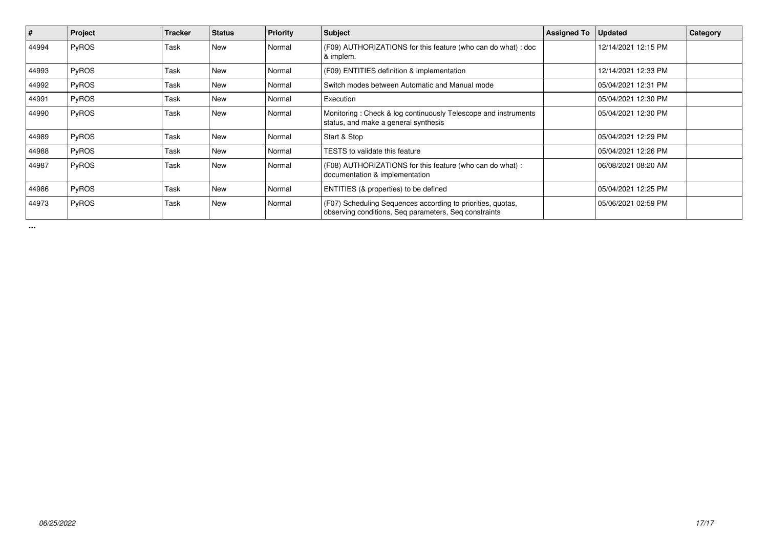| # | Project | Tracker | Status | Priority | Subject | Assigned To | Updated | Category |
|---|---|---|---|---|---|---|---|---|
| 44994 | PyROS | Task | New | Normal | (F09) AUTHORIZATIONS for this feature (who can do what) : doc & implem. | | 12/14/2021 12:15 PM | |
| 44993 | PyROS | Task | New | Normal | (F09) ENTITIES definition & implementation | | 12/14/2021 12:33 PM | |
| 44992 | PyROS | Task | New | Normal | Switch modes between Automatic and Manual mode | | 05/04/2021 12:31 PM | |
| 44991 | PyROS | Task | New | Normal | Execution | | 05/04/2021 12:30 PM | |
| 44990 | PyROS | Task | New | Normal | Monitoring : Check & log continuously Telescope and instruments status, and make a general synthesis | | 05/04/2021 12:30 PM | |
| 44989 | PyROS | Task | New | Normal | Start & Stop | | 05/04/2021 12:29 PM | |
| 44988 | PyROS | Task | New | Normal | TESTS to validate this feature | | 05/04/2021 12:26 PM | |
| 44987 | PyROS | Task | New | Normal | (F08) AUTHORIZATIONS for this feature (who can do what) : documentation & implementation | | 06/08/2021 08:20 AM | |
| 44986 | PyROS | Task | New | Normal | ENTITIES (& properties) to be defined | | 05/04/2021 12:25 PM | |
| 44973 | PyROS | Task | New | Normal | (F07) Scheduling Sequences according to priorities, quotas, observing conditions, Seq parameters, Seq constraints | | 05/06/2021 02:59 PM | |

...